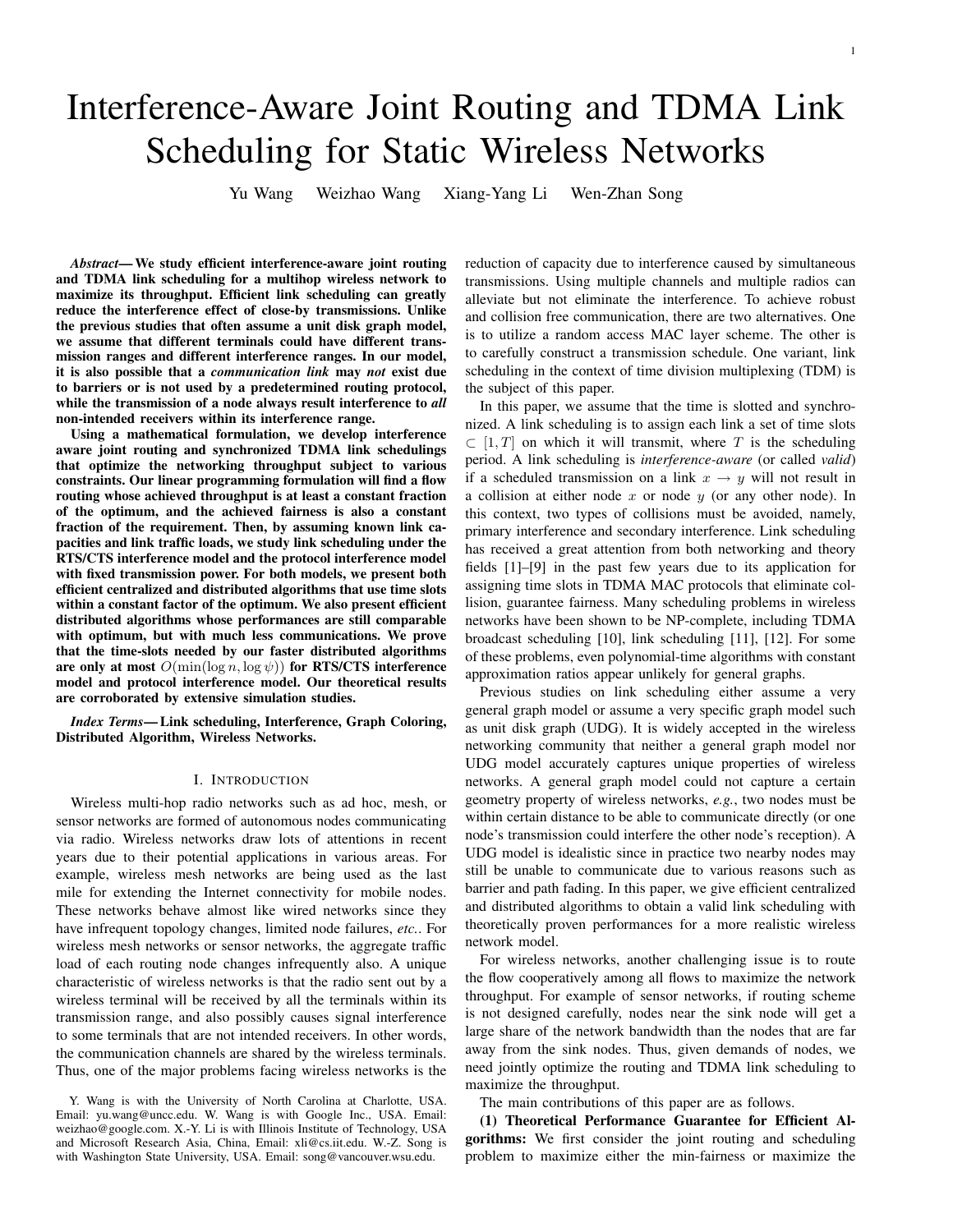# Interference-Aware Joint Routing and TDMA Link Scheduling for Static Wireless Networks

Yu Wang Weizhao Wang Xiang-Yang Li Wen-Zhan Song

***Abstract*— We study efficient interference-aware joint routing and TDMA link scheduling for a multihop wireless network to maximize its throughput. Efficient link scheduling can greatly reduce the interference effect of close-by transmissions. Unlike the previous studies that often assume a unit disk graph model, we assume that different terminals could have different transmission ranges and different interference ranges. In our model, it is also possible that a *communication link* may *not* exist due to barriers or is not used by a predetermined routing protocol, while the transmission of a node always result interference to *all* non-intended receivers within its interference range.**

**Using a mathematical formulation, we develop interference aware joint routing and synchronized TDMA link schedulings that optimize the networking throughput subject to various constraints. Our linear programming formulation will find a flow routing whose achieved throughput is at least a constant fraction of the optimum, and the achieved fairness is also a constant fraction of the requirement. Then, by assuming known link capacities and link traffic loads, we study link scheduling under the RTS/CTS interference model and the protocol interference model with fixed transmission power. For both models, we present both efficient centralized and distributed algorithms that use time slots within a constant factor of the optimum. We also present efficient distributed algorithms whose performances are still comparable with optimum, but with much less communications. We prove that the time-slots needed by our faster distributed algorithms are only at most $O(\min(\log n, \log \psi))$ for RTS/CTS interference model and protocol interference model. Our theoretical results are corroborated by extensive simulation studies.**

***Index Terms*— Link scheduling, Interference, Graph Coloring, Distributed Algorithm, Wireless Networks.**

## I. Introduction

Wireless multi-hop radio networks such as ad hoc, mesh, or sensor networks are formed of autonomous nodes communicating via radio. Wireless networks draw lots of attentions in recent years due to their potential applications in various areas. For example, wireless mesh networks are being used as the last mile for extending the Internet connectivity for mobile nodes. These networks behave almost like wired networks since they have infrequent topology changes, limited node failures, *etc.*. For wireless mesh networks or sensor networks, the aggregate traffic load of each routing node changes infrequently also. A unique characteristic of wireless networks is that the radio sent out by a wireless terminal will be received by all the terminals within its transmission range, and also possibly causes signal interference to some terminals that are not intended receivers. In other words, the communication channels are shared by the wireless terminals. Thus, one of the major problems facing wireless networks is the reduction of capacity due to interference caused by simultaneous transmissions. Using multiple channels and multiple radios can alleviate but not eliminate the interference. To achieve robust and collision free communication, there are two alternatives. One is to utilize a random access MAC layer scheme. The other is to carefully construct a transmission schedule. One variant, link scheduling in the context of time division multiplexing (TDM) is the subject of this paper.

In this paper, we assume that the time is slotted and synchronized. A link scheduling is to assign each link a set of time slots $\subset [1, T]$ on which it will transmit, where $T$ is the scheduling period. A link scheduling is *interference-aware* (or called *valid*) if a scheduled transmission on a link $x \rightarrow y$ will not result in a collision at either node $x$ or node $y$ (or any other node). In this context, two types of collisions must be avoided, namely, primary interference and secondary interference. Link scheduling has received a great attention from both networking and theory fields [1]–[9] in the past few years due to its application for assigning time slots in TDMA MAC protocols that eliminate collision, guarantee fairness. Many scheduling problems in wireless networks have been shown to be NP-complete, including TDMA broadcast scheduling [10], link scheduling [11], [12]. For some of these problems, even polynomial-time algorithms with constant approximation ratios appear unlikely for general graphs.

Previous studies on link scheduling either assume a very general graph model or assume a very specific graph model such as unit disk graph (UDG). It is widely accepted in the wireless networking community that neither a general graph model nor UDG model accurately captures unique properties of wireless networks. A general graph model could not capture a certain geometry property of wireless networks, *e.g.*, two nodes must be within certain distance to be able to communicate directly (or one node's transmission could interfere the other node's reception). A UDG model is idealistic since in practice two nearby nodes may still be unable to communicate due to various reasons such as barrier and path fading. In this paper, we give efficient centralized and distributed algorithms to obtain a valid link scheduling with theoretically proven performances for a more realistic wireless network model.

For wireless networks, another challenging issue is to route the flow cooperatively among all flows to maximize the network throughput. For example of sensor networks, if routing scheme is not designed carefully, nodes near the sink node will get a large share of the network bandwidth than the nodes that are far away from the sink nodes. Thus, given demands of nodes, we need jointly optimize the routing and TDMA link scheduling to maximize the throughput.

The main contributions of this paper are as follows.

**(1) Theoretical Performance Guarantee for Efficient Algorithms:** We first consider the joint routing and scheduling problem to maximize either the min-fairness or maximize the

Y. Wang is with the University of North Carolina at Charlotte, USA. Email: yu.wang@uncc.edu. W. Wang is with Google Inc., USA. Email: weizhao@google.com. X.-Y. Li is with Illinois Institute of Technology, USA and Microsoft Research Asia, China, Email: xli@cs.iit.edu. W.-Z. Song is with Washington State University, USA. Email: song@vancouver.wsu.edu.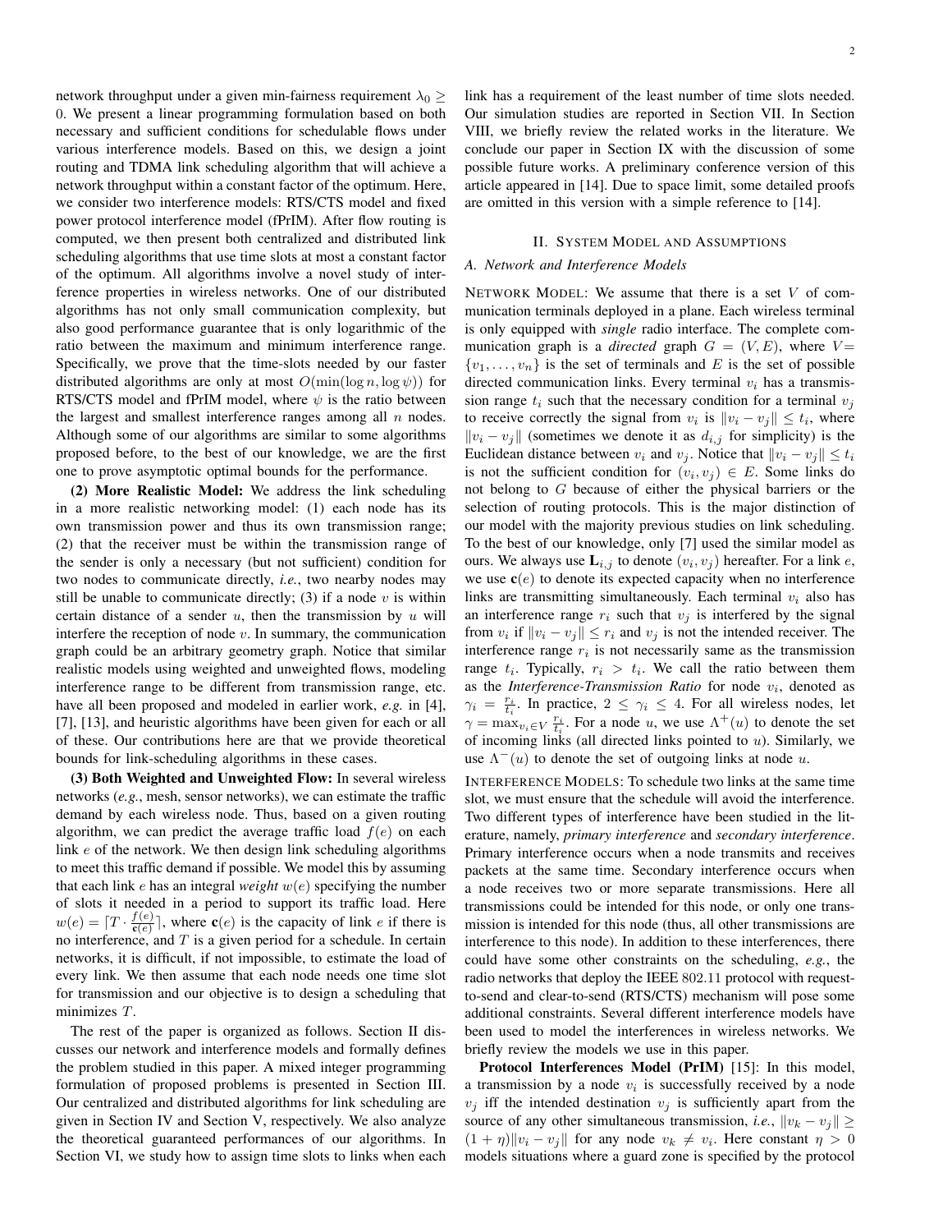network throughput under a given min-fairness requirement $\lambda_0 \geq 0$. We present a linear programming formulation based on both necessary and sufficient conditions for schedulable flows under various interference models. Based on this, we design a joint routing and TDMA link scheduling algorithm that will achieve a network throughput within a constant factor of the optimum. Here, we consider two interference models: RTS/CTS model and fixed power protocol interference model (fPrIM). After flow routing is computed, we then present both centralized and distributed link scheduling algorithms that use time slots at most a constant factor of the optimum. All algorithms involve a novel study of interference properties in wireless networks. One of our distributed algorithms has not only small communication complexity, but also good performance guarantee that is only logarithmic of the ratio between the maximum and minimum interference range. Specifically, we prove that the time-slots needed by our faster distributed algorithms are only at most $O(\min(\log n, \log \psi))$ for RTS/CTS model and fPrIM model, where $\psi$ is the ratio between the largest and smallest interference ranges among all $n$ nodes. Although some of our algorithms are similar to some algorithms proposed before, to the best of our knowledge, we are the first one to prove asymptotic optimal bounds for the performance.

**(2) More Realistic Model:** We address the link scheduling in a more realistic networking model: (1) each node has its own transmission power and thus its own transmission range; (2) that the receiver must be within the transmission range of the sender is only a necessary (but not sufficient) condition for two nodes to communicate directly, *i.e.*, two nearby nodes may still be unable to communicate directly; (3) if a node $v$ is within certain distance of a sender $u$, then the transmission by $u$ will interfere the reception of node $v$. In summary, the communication graph could be an arbitrary geometry graph. Notice that similar realistic models using weighted and unweighted flows, modeling interference range to be different from transmission range, etc. have all been proposed and modeled in earlier work, *e.g.* in [4], [7], [13], and heuristic algorithms have been given for each or all of these. Our contributions here are that we provide theoretical bounds for link-scheduling algorithms in these cases.

**(3) Both Weighted and Unweighted Flow:** In several wireless networks (*e.g.*, mesh, sensor networks), we can estimate the traffic demand by each wireless node. Thus, based on a given routing algorithm, we can predict the average traffic load $f(e)$ on each link $e$ of the network. We then design link scheduling algorithms to meet this traffic demand if possible. We model this by assuming that each link $e$ has an integral *weight* $w(e)$ specifying the number of slots it needed in a period to support its traffic load. Here $w(e) = \lceil T \cdot \frac{f(e)}{\mathbf{c}(e)} \rceil$, where $\mathbf{c}(e)$ is the capacity of link $e$ if there is no interference, and $T$ is a given period for a schedule. In certain networks, it is difficult, if not impossible, to estimate the load of every link. We then assume that each node needs one time slot for transmission and our objective is to design a scheduling that minimizes $T$.

The rest of the paper is organized as follows. Section II discusses our network and interference models and formally defines the problem studied in this paper. A mixed integer programming formulation of proposed problems is presented in Section III. Our centralized and distributed algorithms for link scheduling are given in Section IV and Section V, respectively. We also analyze the theoretical guaranteed performances of our algorithms. In Section VI, we study how to assign time slots to links when each link has a requirement of the least number of time slots needed. Our simulation studies are reported in Section VII. In Section VIII, we briefly review the related works in the literature. We conclude our paper in Section IX with the discussion of some possible future works. A preliminary conference version of this article appeared in [14]. Due to space limit, some detailed proofs are omitted in this version with a simple reference to [14].

## II. System Model and Assumptions

### A. Network and Interference Models

Network Model: We assume that there is a set $V$ of communication terminals deployed in a plane. Each wireless terminal is only equipped with *single* radio interface. The complete communication graph is a *directed* graph $G = (V, E)$, where $V = \{v_1, \ldots, v_n\}$ is the set of terminals and $E$ is the set of possible directed communication links. Every terminal $v_i$ has a transmission range $t_i$ such that the necessary condition for a terminal $v_j$ to receive correctly the signal from $v_i$ is $\|v_i - v_j\| \leq t_i$, where $\|v_i - v_j\|$ (sometimes we denote it as $d_{i,j}$ for simplicity) is the Euclidean distance between $v_i$ and $v_j$. Notice that $\|v_i - v_j\| \leq t_i$ is not the sufficient condition for $(v_i, v_j) \in E$. Some links do not belong to $G$ because of either the physical barriers or the selection of routing protocols. This is the major distinction of our model with the majority previous studies on link scheduling. To the best of our knowledge, only [7] used the similar model as ours. We always use $\mathbf{L}_{i,j}$ to denote $(v_i, v_j)$ hereafter. For a link $e$, we use $\mathbf{c}(e)$ to denote its expected capacity when no interference links are transmitting simultaneously. Each terminal $v_i$ also has an interference range $r_i$ such that $v_j$ is interfered by the signal from $v_i$ if $\|v_i - v_j\| \leq r_i$ and $v_j$ is not the intended receiver. The interference range $r_i$ is not necessarily same as the transmission range $t_i$. Typically, $r_i > t_i$. We call the ratio between them as the *Interference-Transmission Ratio* for node $v_i$, denoted as $\gamma_i = \frac{r_i}{t_i}$. In practice, $2 \leq \gamma_i \leq 4$. For all wireless nodes, let $\gamma = \max_{v_i \in V} \frac{r_i}{t_i}$. For a node $u$, we use $\Lambda^+(u)$ to denote the set of incoming links (all directed links pointed to $u$). Similarly, we use $\Lambda^-(u)$ to denote the set of outgoing links at node $u$.

Interference Models: To schedule two links at the same time slot, we must ensure that the schedule will avoid the interference. Two different types of interference have been studied in the literature, namely, *primary interference* and *secondary interference*. Primary interference occurs when a node transmits and receives packets at the same time. Secondary interference occurs when a node receives two or more separate transmissions. Here all transmissions could be intended for this node, or only one transmission is intended for this node (thus, all other transmissions are interference to this node). In addition to these interferences, there could have some other constraints on the scheduling, *e.g.*, the radio networks that deploy the IEEE 802.11 protocol with request-to-send and clear-to-send (RTS/CTS) mechanism will pose some additional constraints. Several different interference models have been used to model the interferences in wireless networks. We briefly review the models we use in this paper.

**Protocol Interferences Model (PrIM)** [15]: In this model, a transmission by a node $v_i$ is successfully received by a node $v_j$ iff the intended destination $v_j$ is sufficiently apart from the source of any other simultaneous transmission, *i.e.*, $\|v_k - v_j\| \geq (1 + \eta)\|v_i - v_j\|$ for any node $v_k \neq v_i$. Here constant $\eta > 0$ models situations where a guard zone is specified by the protocol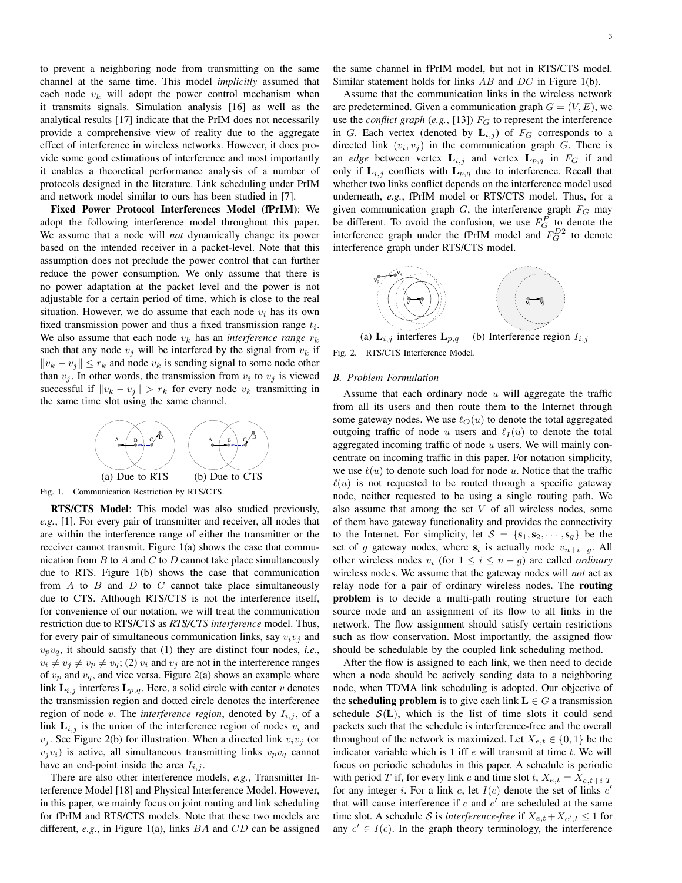to prevent a neighboring node from transmitting on the same channel at the same time. This model *implicitly* assumed that each node $v_k$ will adopt the power control mechanism when it transmits signals. Simulation analysis [16] as well as the analytical results [17] indicate that the PrIM does not necessarily provide a comprehensive view of reality due to the aggregate effect of interference in wireless networks. However, it does provide some good estimations of interference and most importantly it enables a theoretical performance analysis of a number of protocols designed in the literature. Link scheduling under PrIM and network model similar to ours has been studied in [7].

**Fixed Power Protocol Interferences Model (fPrIM)**: We adopt the following interference model throughout this paper. We assume that a node will *not* dynamically change its power based on the intended receiver in a packet-level. Note that this assumption does not preclude the power control that can further reduce the power consumption. We only assume that there is no power adaptation at the packet level and the power is not adjustable for a certain period of time, which is close to the real situation. However, we do assume that each node $v_i$ has its own fixed transmission power and thus a fixed transmission range $t_i$. We also assume that each node $v_k$ has an *interference range* $r_k$ such that any node $v_j$ will be interfered by the signal from $v_k$ if $\|v_k - v_j\| \le r_k$ and node $v_k$ is sending signal to some node other than $v_j$. In other words, the transmission from $v_i$ to $v_j$ is viewed successful if $\|v_k - v_j\| > r_k$ for every node $v_k$ transmitting in the same time slot using the same channel.

(a) Due to RTS (b) Due to CTS

Fig. 1. Communication Restriction by RTS/CTS.

**RTS/CTS Model**: This model was also studied previously, *e.g.*, [1]. For every pair of transmitter and receiver, all nodes that are within the interference range of either the transmitter or the receiver cannot transmit. Figure 1(a) shows the case that communication from $B$ to $A$ and $C$ to $D$ cannot take place simultaneously due to RTS. Figure 1(b) shows the case that communication from $A$ to $B$ and $D$ to $C$ cannot take place simultaneously due to CTS. Although RTS/CTS is not the interference itself, for convenience of our notation, we will treat the communication restriction due to RTS/CTS as *RTS/CTS interference* model. Thus, for every pair of simultaneous communication links, say $v_iv_j$ and $v_pv_q$, it should satisfy that (1) they are distinct four nodes, *i.e.*, $v_i \ne v_j \ne v_p \ne v_q$; (2) $v_i$ and $v_j$ are not in the interference ranges of $v_p$ and $v_q$, and vice versa. Figure 2(a) shows an example where link $\mathbf{L}_{i,j}$ interferes $\mathbf{L}_{p,q}$. Here, a solid circle with center $v$ denotes the transmission region and dotted circle denotes the interference region of node $v$. The *interference region*, denoted by $I_{i,j}$, of a link $\mathbf{L}_{i,j}$ is the union of the interference region of nodes $v_i$ and $v_j$. See Figure 2(b) for illustration. When a directed link $v_iv_j$ (or $v_jv_i$) is active, all simultaneous transmitting links $v_pv_q$ cannot have an end-point inside the area $I_{i,j}$.

There are also other interference models, *e.g.*, Transmitter Interference Model [18] and Physical Interference Model. However, in this paper, we mainly focus on joint routing and link scheduling for fPrIM and RTS/CTS models. Note that these two models are different, *e.g.*, in Figure 1(a), links $BA$ and $CD$ can be assigned the same channel in fPrIM model, but not in RTS/CTS model. Similar statement holds for links $AB$ and $DC$ in Figure 1(b).

Assume that the communication links in the wireless network are predetermined. Given a communication graph $G = (V, E)$, we use the *conflict graph* (*e.g.*, [13]) $F_G$ to represent the interference in $G$. Each vertex (denoted by $\mathbf{L}_{i,j}$) of $F_G$ corresponds to a directed link $(v_i, v_j)$ in the communication graph $G$. There is an *edge* between vertex $\mathbf{L}_{i,j}$ and vertex $\mathbf{L}_{p,q}$ in $F_G$ if and only if $\mathbf{L}_{i,j}$ conflicts with $\mathbf{L}_{p,q}$ due to interference. Recall that whether two links conflict depends on the interference model used underneath, *e.g.*, fPrIM model or RTS/CTS model. Thus, for a given communication graph $G$, the interference graph $F_G$ may be different. To avoid the confusion, we use $F_G^P$ to denote the interference graph under the fPrIM model and $F_G^{D2}$ to denote interference graph under RTS/CTS model.

(a) $\mathbf{L}_{i,j}$ interferes $\mathbf{L}_{p,q}$ (b) Interference region $I_{i,j}$

Fig. 2. RTS/CTS Interference Model.

### B. Problem Formulation

Assume that each ordinary node $u$ will aggregate the traffic from all its users and then route them to the Internet through some gateway nodes. We use $\ell_O(u)$ to denote the total aggregated outgoing traffic of node $u$ users and $\ell_I(u)$ to denote the total aggregated incoming traffic of node $u$ users. We will mainly concentrate on incoming traffic in this paper. For notation simplicity, we use $\ell(u)$ to denote such load for node $u$. Notice that the traffic $\ell(u)$ is not requested to be routed through a specific gateway node, neither requested to be using a single routing path. We also assume that among the set $V$ of all wireless nodes, some of them have gateway functionality and provides the connectivity to the Internet. For simplicity, let $\mathcal{S} = \{\mathbf{s}_1, \mathbf{s}_2, \cdots, \mathbf{s}_g\}$ be the set of $g$ gateway nodes, where $\mathbf{s}_i$ is actually node $v_{n+i-g}$. All other wireless nodes $v_i$ (for $1 \le i \le n-g$) are called *ordinary* wireless nodes. We assume that the gateway nodes will *not* act as relay node for a pair of ordinary wireless nodes. The **routing problem** is to decide a multi-path routing structure for each source node and an assignment of its flow to all links in the network. The flow assignment should satisfy certain restrictions such as flow conservation. Most importantly, the assigned flow should be schedulable by the coupled link scheduling method.

After the flow is assigned to each link, we then need to decide when a node should be actively sending data to a neighboring node, when TDMA link scheduling is adopted. Our objective of the **scheduling problem** is to give each link $\mathbf{L} \in G$ a transmission schedule $\mathcal{S}(\mathbf{L})$, which is the list of time slots it could send packets such that the schedule is interference-free and the overall throughout of the network is maximized. Let $X_{e,t} \in \{0, 1\}$ be the indicator variable which is 1 iff $e$ will transmit at time $t$. We will focus on periodic schedules in this paper. A schedule is periodic with period $T$ if, for every link $e$ and time slot $t$, $X_{e,t} = X_{e,t+i \cdot T}$ for any integer $i$. For a link $e$, let $I(e)$ denote the set of links $e'$ that will cause interference if $e$ and $e'$ are scheduled at the same time slot. A schedule $\mathcal{S}$ is *interference-free* if $X_{e,t} + X_{e',t} \le 1$ for any $e' \in I(e)$. In the graph theory terminology, the interference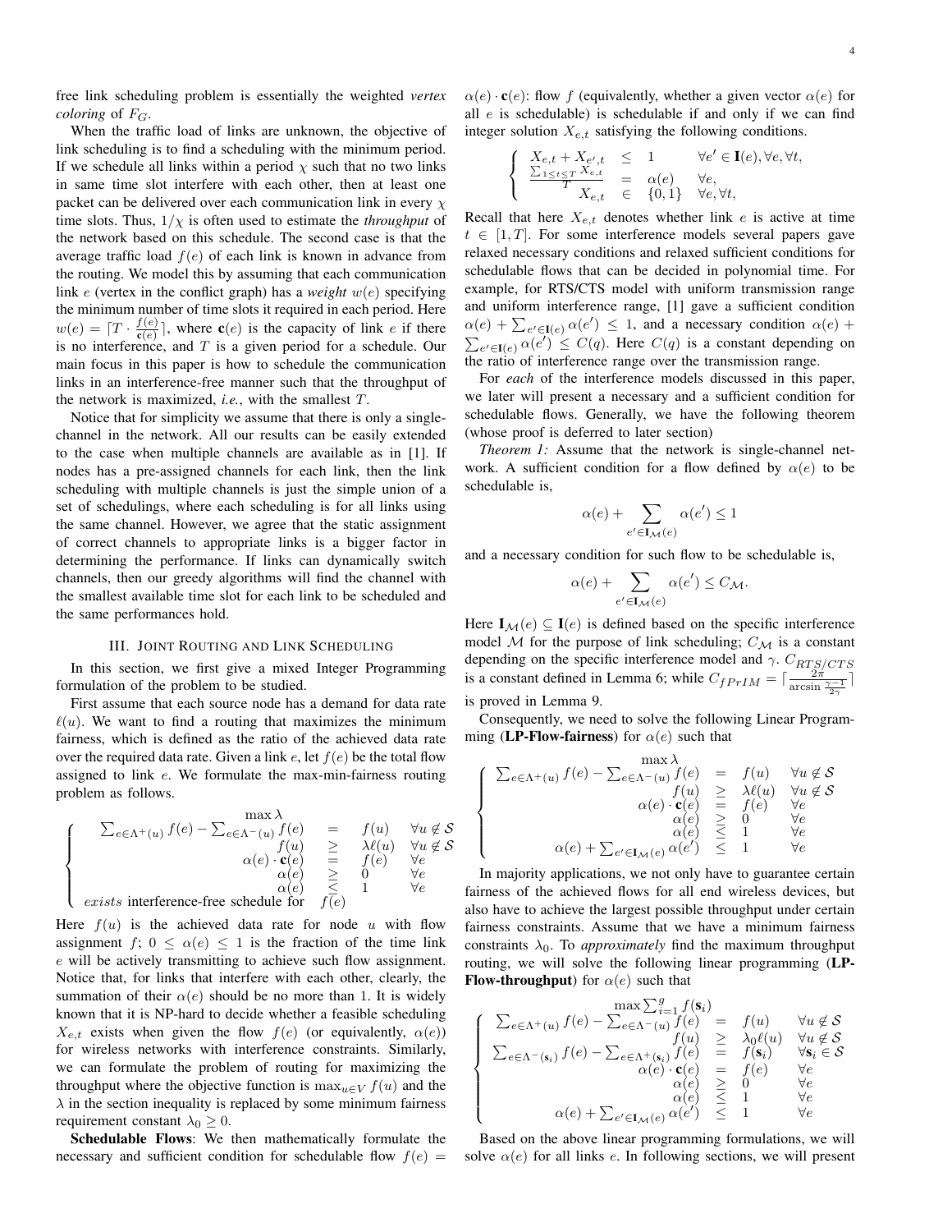free link scheduling problem is essentially the weighted *vertex coloring* of $F_G$.

When the traffic load of links are unknown, the objective of link scheduling is to find a scheduling with the minimum period. If we schedule all links within a period $\chi$ such that no two links in same time slot interfere with each other, then at least one packet can be delivered over each communication link in every $\chi$ time slots. Thus, $1/\chi$ is often used to estimate the *throughput* of the network based on this schedule. The second case is that the average traffic load $f(e)$ of each link is known in advance from the routing. We model this by assuming that each communication link $e$ (vertex in the conflict graph) has a *weight* $w(e)$ specifying the minimum number of time slots it required in each period. Here $w(e) = \lceil T \cdot \frac{f(e)}{\mathbf{c}(e)} \rceil$, where $\mathbf{c}(e)$ is the capacity of link $e$ if there is no interference, and $T$ is a given period for a schedule. Our main focus in this paper is how to schedule the communication links in an interference-free manner such that the throughput of the network is maximized, *i.e.*, with the smallest $T$.

Notice that for simplicity we assume that there is only a single-channel in the network. All our results can be easily extended to the case when multiple channels are available as in [1]. If nodes has a pre-assigned channels for each link, then the link scheduling with multiple channels is just the simple union of a set of schedulings, where each scheduling is for all links using the same channel. However, we agree that the static assignment of correct channels to appropriate links is a bigger factor in determining the performance. If links can dynamically switch channels, then our greedy algorithms will find the channel with the smallest available time slot for each link to be scheduled and the same performances hold.

## III. Joint Routing and Link Scheduling

In this section, we first give a mixed Integer Programming formulation of the problem to be studied.

First assume that each source node has a demand for data rate $\ell(u)$. We want to find a routing that maximizes the minimum fairness, which is defined as the ratio of the achieved data rate over the required data rate. Given a link $e$, let $f(e)$ be the total flow assigned to link $e$. We formulate the max-min-fairness routing problem as follows.

$$
\max \lambda
$$
$$
\begin{cases}
\sum_{e\in\Lambda^+(u)} f(e) - \sum_{e\in\Lambda^-(u)} f(e) & = & f(u) & \forall u \notin \mathcal{S} \\
f(u) & \geq & \lambda \ell(u) & \forall u \notin \mathcal{S} \\
\alpha(e)\cdot \mathbf{c}(e) & = & f(e) & \forall e \\
\alpha(e) & \geq & 0 & \forall e \\
\alpha(e) & \leq & 1 & \forall e \\
\textit{exists} \text{ interference-free schedule for } & f(e) & &
\end{cases}
$$

Here $f(u)$ is the achieved data rate for node $u$ with flow assignment $f$; $0 \leq \alpha(e) \leq 1$ is the fraction of the time link $e$ will be actively transmitting to achieve such flow assignment. Notice that, for links that interfere with each other, clearly, the summation of their $\alpha(e)$ should be no more than 1. It is widely known that it is NP-hard to decide whether a feasible scheduling $X_{e,t}$ exists when given the flow $f(e)$ (or equivalently, $\alpha(e)$) for wireless networks with interference constraints. Similarly, we can formulate the problem of routing for maximizing the throughput where the objective function is $\max_{u\in V} f(u)$ and the $\lambda$ in the section inequality is replaced by some minimum fairness requirement constant $\lambda_0 \geq 0$.

**Schedulable Flows**: We then mathematically formulate the necessary and sufficient condition for schedulable flow $f(e) = \alpha(e)\cdot\mathbf{c}(e)$: flow $f$ (equivalently, whether a given vector $\alpha(e)$ for all $e$ is schedulable) is schedulable if and only if we can find integer solution $X_{e,t}$ satisfying the following conditions.

$$
\begin{cases}
X_{e,t} + X_{e',t} & \leq & 1 & \forall e' \in \mathbf{I}(e), \forall e, \forall t, \\
\frac{\sum_{1\leq t\leq T} X_{e,t}}{T} & = & \alpha(e) & \forall e, \\
X_{e,t} & \in & \{0,1\} & \forall e, \forall t,
\end{cases}
$$

Recall that here $X_{e,t}$ denotes whether link $e$ is active at time $t \in [1,T]$. For some interference models several papers gave relaxed necessary conditions and relaxed sufficient conditions for schedulable flows that can be decided in polynomial time. For example, for RTS/CTS model with uniform transmission range and uniform interference range, [1] gave a sufficient condition $\alpha(e) + \sum_{e'\in\mathbf{I}(e)} \alpha(e') \leq 1$, and a necessary condition $\alpha(e) + \sum_{e'\in\mathbf{I}(e)} \alpha(e') \leq C(q)$. Here $C(q)$ is a constant depending on the ratio of interference range over the transmission range.

For *each* of the interference models discussed in this paper, we later will present a necessary and a sufficient condition for schedulable flows. Generally, we have the following theorem (whose proof is deferred to later section)

*Theorem 1:* Assume that the network is single-channel network. A sufficient condition for a flow defined by $\alpha(e)$ to be schedulable is,

$$
\alpha(e) + \sum_{e'\in\mathbf{I}_{\mathcal{M}}(e)} \alpha(e') \leq 1
$$

and a necessary condition for such flow to be schedulable is,

$$
\alpha(e) + \sum_{e'\in\mathbf{I}_{\mathcal{M}}(e)} \alpha(e') \leq C_{\mathcal{M}}.
$$

Here $\mathbf{I}_{\mathcal{M}}(e) \subseteq \mathbf{I}(e)$ is defined based on the specific interference model $\mathcal{M}$ for the purpose of link scheduling; $C_{\mathcal{M}}$ is a constant depending on the specific interference model and $\gamma$. $C_{RTS/CTS}$ is a constant defined in Lemma 6; while $C_{fPrIM} = \lceil \frac{2\pi}{\arcsin\frac{\gamma-1}{2\gamma}} \rceil$ is proved in Lemma 9.

Consequently, we need to solve the following Linear Programming (**LP-Flow-fairness**) for $\alpha(e)$ such that

$$
\max \lambda
$$
$$
\begin{cases}
\sum_{e\in\Lambda^+(u)} f(e) - \sum_{e\in\Lambda^-(u)} f(e) & = & f(u) & \forall u \notin \mathcal{S} \\
f(u) & \geq & \lambda \ell(u) & \forall u \notin \mathcal{S} \\
\alpha(e)\cdot \mathbf{c}(e) & = & f(e) & \forall e \\
\alpha(e) & \geq & 0 & \forall e \\
\alpha(e) & \leq & 1 & \forall e \\
\alpha(e) + \sum_{e'\in\mathbf{I}_{\mathcal{M}}(e)} \alpha(e') & \leq & 1 & \forall e
\end{cases}
$$

In majority applications, we not only have to guarantee certain fairness of the achieved flows for all end wireless devices, but also have to achieve the largest possible throughput under certain fairness constraints. Assume that we have a minimum fairness constraints $\lambda_0$. To *approximately* find the maximum throughput routing, we will solve the following linear programming (**LP-Flow-throughput**) for $\alpha(e)$ such that

$$
\max \sum_{i=1}^{g} f(\mathbf{s}_i)
$$
$$
\begin{cases}
\sum_{e\in\Lambda^+(u)} f(e) - \sum_{e\in\Lambda^-(u)} f(e) & = & f(u) & \forall u \notin \mathcal{S} \\
f(u) & \geq & \lambda_0 \ell(u) & \forall u \notin \mathcal{S} \\
\sum_{e\in\Lambda^-(\mathbf{s}_i)} f(e) - \sum_{e\in\Lambda^+(\mathbf{s}_i)} f(e) & = & f(\mathbf{s}_i) & \forall \mathbf{s}_i \in \mathcal{S} \\
\alpha(e)\cdot \mathbf{c}(e) & = & f(e) & \forall e \\
\alpha(e) & \geq & 0 & \forall e \\
\alpha(e) & \leq & 1 & \forall e \\
\alpha(e) + \sum_{e'\in\mathbf{I}_{\mathcal{M}}(e)} \alpha(e') & \leq & 1 & \forall e
\end{cases}
$$

Based on the above linear programming formulations, we will solve $\alpha(e)$ for all links $e$. In following sections, we will present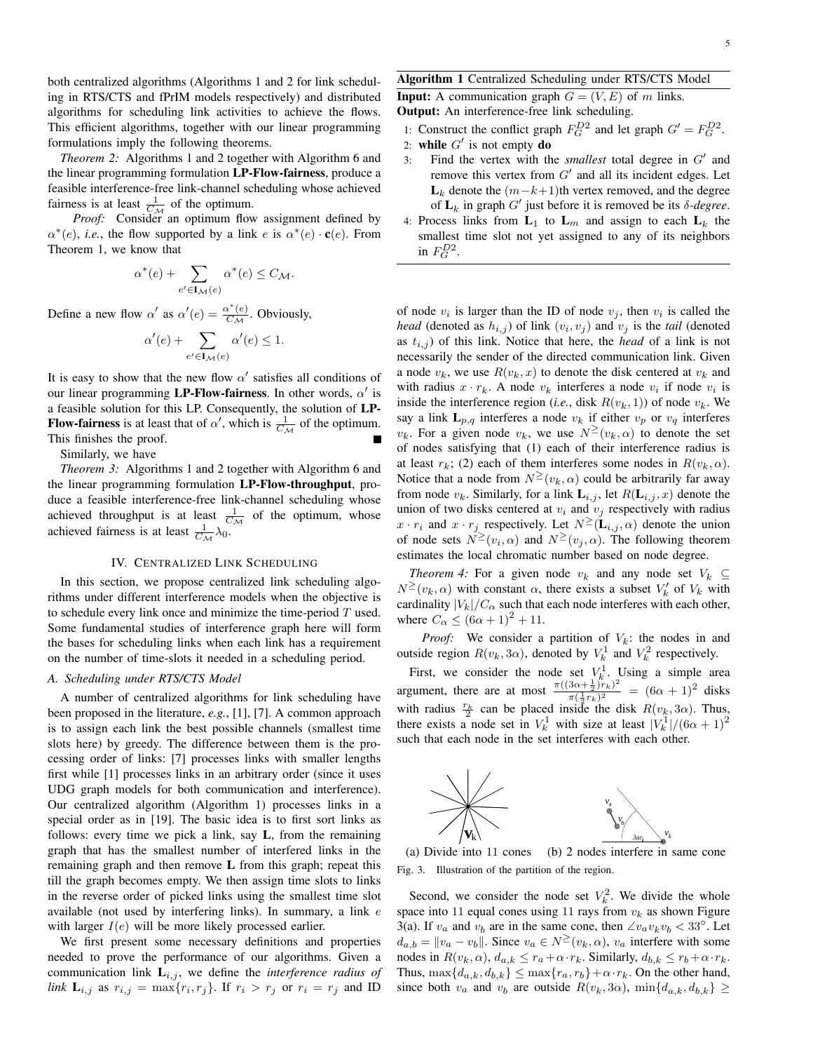both centralized algorithms (Algorithms 1 and 2 for link scheduling in RTS/CTS and fPrIM models respectively) and distributed algorithms for scheduling link activities to achieve the flows. This efficient algorithms, together with our linear programming formulations imply the following theorems.

*Theorem 2:* Algorithms 1 and 2 together with Algorithm 6 and the linear programming formulation **LP-Flow-fairness**, produce a feasible interference-free link-channel scheduling whose achieved fairness is at least $\frac{1}{C_{\mathcal{M}}}$ of the optimum.

*Proof:* Consider an optimum flow assignment defined by $\alpha^*(e)$, *i.e.*, the flow supported by a link $e$ is $\alpha^*(e) \cdot \mathbf{c}(e)$. From Theorem 1, we know that

$$\alpha^*(e) + \sum_{e' \in \mathbf{I}_{\mathcal{M}}(e)} \alpha^*(e) \leq C_{\mathcal{M}}.$$

Define a new flow $\alpha'$ as $\alpha'(e) = \frac{\alpha^*(e)}{C_{\mathcal{M}}}$. Obviously,

$$\alpha'(e) + \sum_{e' \in \mathbf{I}_{\mathcal{M}}(e)} \alpha'(e) \leq 1.$$

It is easy to show that the new flow $\alpha'$ satisfies all conditions of our linear programming **LP-Flow-fairness**. In other words, $\alpha'$ is a feasible solution for this LP. Consequently, the solution of **LP-Flow-fairness** is at least that of $\alpha'$, which is $\frac{1}{C_{\mathcal{M}}}$ of the optimum. This finishes the proof. ∎

Similarly, we have

*Theorem 3:* Algorithms 1 and 2 together with Algorithm 6 and the linear programming formulation **LP-Flow-throughput**, produce a feasible interference-free link-channel scheduling whose achieved throughput is at least $\frac{1}{C_{\mathcal{M}}}$ of the optimum, whose achieved fairness is at least $\frac{1}{C_{\mathcal{M}}}\lambda_0$.

## IV. Centralized Link Scheduling

In this section, we propose centralized link scheduling algorithms under different interference models when the objective is to schedule every link once and minimize the time-period $T$ used. Some fundamental studies of interference graph here will form the bases for scheduling links when each link has a requirement on the number of time-slots it needed in a scheduling period.

### A. Scheduling under RTS/CTS Model

A number of centralized algorithms for link scheduling have been proposed in the literature, *e.g.*, [1], [7]. A common approach is to assign each link the best possible channels (smallest time slots here) by greedy. The difference between them is the processing order of links: [7] processes links with smaller lengths first while [1] processes links in an arbitrary order (since it uses UDG graph models for both communication and interference). Our centralized algorithm (Algorithm 1) processes links in a special order as in [19]. The basic idea is to first sort links as follows: every time we pick a link, say $\mathbf{L}$, from the remaining graph that has the smallest number of interfered links in the remaining graph and then remove $\mathbf{L}$ from this graph; repeat this till the graph becomes empty. We then assign time slots to links in the reverse order of picked links using the smallest time slot available (not used by interfering links). In summary, a link $e$ with larger $I(e)$ will be more likely processed earlier.

We first present some necessary definitions and properties needed to prove the performance of our algorithms. Given a communication link $\mathbf{L}_{i,j}$, we define the *interference radius of link* $\mathbf{L}_{i,j}$ as $r_{i,j} = \max\{r_i, r_j\}$. If $r_i > r_j$ or $r_i = r_j$ and ID of node $v_i$ is larger than the ID of node $v_j$, then $v_i$ is called the *head* (denoted as $h_{i,j}$) of link $(v_i, v_j)$ and $v_j$ is the *tail* (denoted as $t_{i,j}$) of this link. Notice that here, the *head* of a link is not necessarily the sender of the directed communication link. Given a node $v_k$, we use $R(v_k, x)$ to denote the disk centered at $v_k$ and with radius $x \cdot r_k$. A node $v_k$ interferes a node $v_i$ if node $v_i$ is inside the interference region (*i.e.*, disk $R(v_k, 1)$) of node $v_k$. We say a link $\mathbf{L}_{p,q}$ interferes a node $v_k$ if either $v_p$ or $v_q$ interferes $v_k$. For a given node $v_k$, we use $N^{\geq}(v_k, \alpha)$ to denote the set of nodes satisfying that (1) each of their interference radius is at least $r_k$; (2) each of them interferes some nodes in $R(v_k, \alpha)$. Notice that a node from $N^{\geq}(v_k, \alpha)$ could be arbitrarily far away from node $v_k$. Similarly, for a link $\mathbf{L}_{i,j}$, let $R(\mathbf{L}_{i,j}, x)$ denote the union of two disks centered at $v_i$ and $v_j$ respectively with radius $x \cdot r_i$ and $x \cdot r_j$ respectively. Let $N^{\geq}(\mathbf{L}_{i,j}, \alpha)$ denote the union of node sets $N^{\geq}(v_i, \alpha)$ and $N^{\geq}(v_j, \alpha)$. The following theorem estimates the local chromatic number based on node degree.

---

**Algorithm 1** Centralized Scheduling under RTS/CTS Model

**Input:** A communication graph $G = (V, E)$ of $m$ links.
**Output:** An interference-free link scheduling.

1: Construct the conflict graph $F_G^{D2}$ and let graph $G' = F_G^{D2}$.
2: **while** $G'$ is not empty **do**
3: Find the vertex with the *smallest* total degree in $G'$ and remove this vertex from $G'$ and all its incident edges. Let $\mathbf{L}_k$ denote the $(m-k+1)$th vertex removed, and the degree of $\mathbf{L}_k$ in graph $G'$ just before it is removed be its $\delta$*-degree*.
4: Process links from $\mathbf{L}_1$ to $\mathbf{L}_m$ and assign to each $\mathbf{L}_k$ the smallest time slot not yet assigned to any of its neighbors in $F_G^{D2}$.

---

*Theorem 4:* For a given node $v_k$ and any node set $V_k \subseteq N^{\geq}(v_k, \alpha)$ with constant $\alpha$, there exists a subset $V'_k$ of $V_k$ with cardinality $|V_k|/C_\alpha$ such that each node interferes with each other, where $C_\alpha \leq (6\alpha + 1)^2 + 11$.

*Proof:* We consider a partition of $V_k$: the nodes in and outside region $R(v_k, 3\alpha)$, denoted by $V_k^1$ and $V_k^2$ respectively.

First, we consider the node set $V_k^1$. Using a simple area argument, there are at most $\frac{\pi((3\alpha + \frac{1}{2})r_k)^2}{\pi(\frac{1}{2}r_k)^2} = (6\alpha + 1)^2$ disks with radius $\frac{r_k}{2}$ can be placed inside the disk $R(v_k, 3\alpha)$. Thus, there exists a node set in $V_k^1$ with size at least $|V_k^1|/(6\alpha + 1)^2$ such that each node in the set interferes with each other.

(a) Divide into 11 cones (b) 2 nodes interfere in same cone

Fig. 3. Illustration of the partition of the region.

Second, we consider the node set $V_k^2$. We divide the whole space into 11 equal cones using 11 rays from $v_k$ as shown Figure 3(a). If $v_a$ and $v_b$ are in the same cone, then $\angle v_a v_k v_b < 33°$. Let $d_{a,b} = \|v_a - v_b\|$. Since $v_a \in N^{\geq}(v_k, \alpha)$, $v_a$ interfere with some nodes in $R(v_k, \alpha)$, $d_{a,k} \leq r_a + \alpha \cdot r_k$. Similarly, $d_{b,k} \leq r_b + \alpha \cdot r_k$. Thus, $\max\{d_{a,k}, d_{b,k}\} \leq \max\{r_a, r_b\} + \alpha \cdot r_k$. On the other hand, since both $v_a$ and $v_b$ are outside $R(v_k, 3\alpha)$, $\min\{d_{a,k}, d_{b,k}\} \geq$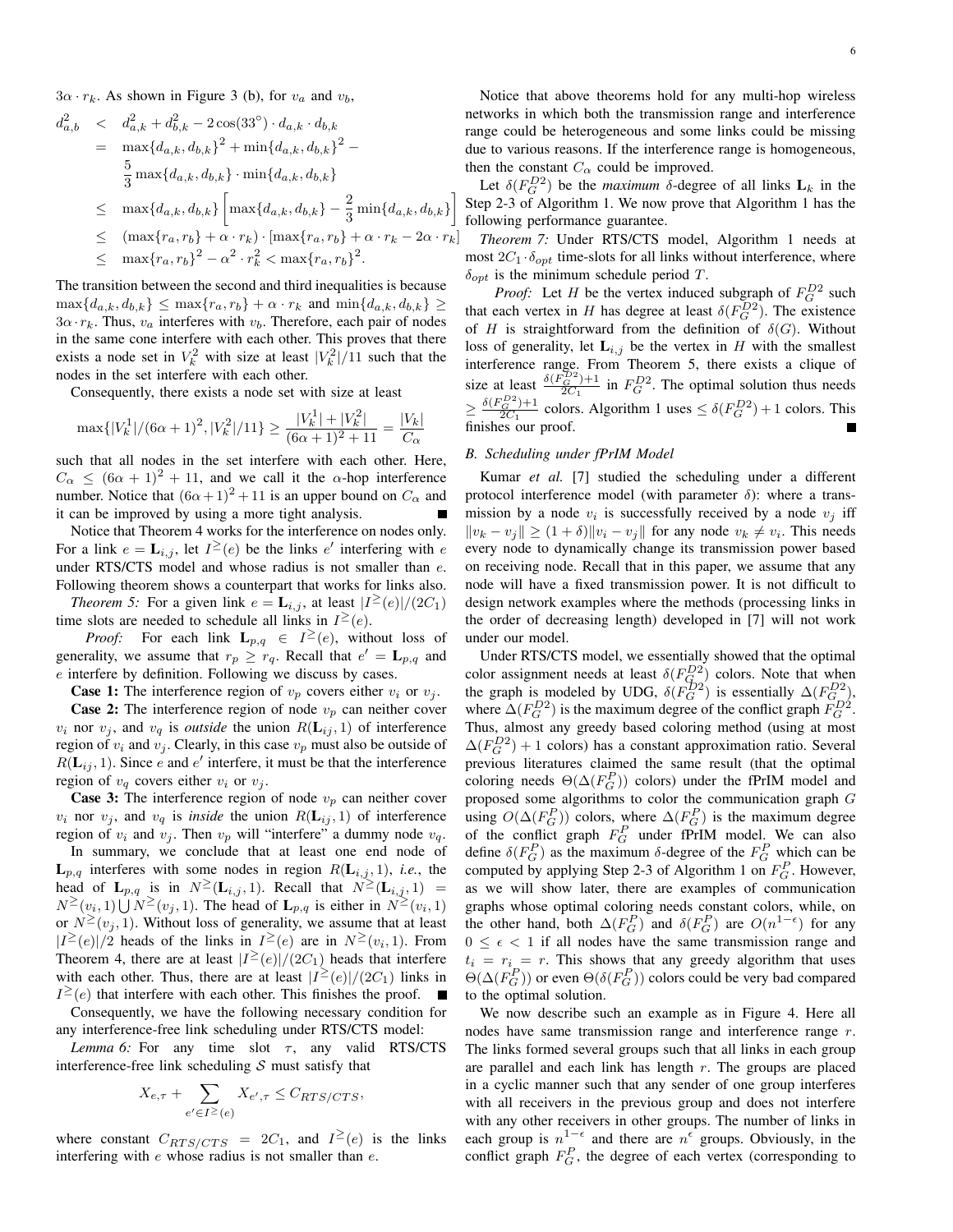$3\alpha \cdot r_k$. As shown in Figure 3 (b), for $v_a$ and $v_b$,

$$
\begin{aligned}
d_{a,b}^2 &< d_{a,k}^2 + d_{b,k}^2 - 2\cos(33^\circ) \cdot d_{a,k} \cdot d_{b,k} \\
&= \max\{d_{a,k}, d_{b,k}\}^2 + \min\{d_{a,k}, d_{b,k}\}^2 - \\
&\quad \frac{5}{3}\max\{d_{a,k}, d_{b,k}\} \cdot \min\{d_{a,k}, d_{b,k}\} \\
&\leq \max\{d_{a,k}, d_{b,k}\}\left[\max\{d_{a,k}, d_{b,k}\} - \frac{2}{3}\min\{d_{a,k}, d_{b,k}\}\right] \\
&\leq (\max\{r_a, r_b\} + \alpha \cdot r_k) \cdot [\max\{r_a, r_b\} + \alpha \cdot r_k - 2\alpha \cdot r_k] \\
&\leq \max\{r_a, r_b\}^2 - \alpha^2 \cdot r_k^2 < \max\{r_a, r_b\}^2.
\end{aligned}
$$

The transition between the second and third inequalities is because $\max\{d_{a,k}, d_{b,k}\} \leq \max\{r_a, r_b\} + \alpha \cdot r_k$ and $\min\{d_{a,k}, d_{b,k}\} \geq 3\alpha \cdot r_k$. Thus, $v_a$ interferes with $v_b$. Therefore, each pair of nodes in the same cone interfere with each other. This proves that there exists a node set in $V_k^2$ with size at least $|V_k^2|/11$ such that the nodes in the set interfere with each other.

Consequently, there exists a node set with size at least

$$
\max\{|V_k^1|/(6\alpha+1)^2, |V_k^2|/11\} \geq \frac{|V_k^1| + |V_k^2|}{(6\alpha+1)^2 + 11} = \frac{|V_k|}{C_\alpha}
$$

such that all nodes in the set interfere with each other. Here, $C_\alpha \leq (6\alpha+1)^2 + 11$, and we call it the $\alpha$-hop interference number. Notice that $(6\alpha+1)^2 + 11$ is an upper bound on $C_\alpha$ and it can be improved by using a more tight analysis. ■

Notice that Theorem 4 works for the interference on nodes only. For a link $e = \mathbf{L}_{i,j}$, let $I^{\geq}(e)$ be the links $e'$ interfering with $e$ under RTS/CTS model and whose radius is not smaller than $e$. Following theorem shows a counterpart that works for links also.

*Theorem 5:* For a given link $e = \mathbf{L}_{i,j}$, at least $|I^{\geq}(e)|/(2C_1)$ time slots are needed to schedule all links in $I^{\geq}(e)$.

*Proof:* For each link $\mathbf{L}_{p,q} \in I^{\geq}(e)$, without loss of generality, we assume that $r_p \geq r_q$. Recall that $e' = \mathbf{L}_{p,q}$ and $e$ interfere by definition. Following we discuss by cases.

**Case 1:** The interference region of $v_p$ covers either $v_i$ or $v_j$.

**Case 2:** The interference region of node $v_p$ can neither cover $v_i$ nor $v_j$, and $v_q$ is *outside* the union $R(\mathbf{L}_{ij}, 1)$ of interference region of $v_i$ and $v_j$. Clearly, in this case $v_p$ must also be outside of $R(\mathbf{L}_{ij}, 1)$. Since $e$ and $e'$ interfere, it must be that the interference region of $v_q$ covers either $v_i$ or $v_j$.

**Case 3:** The interference region of node $v_p$ can neither cover $v_i$ nor $v_j$, and $v_q$ is *inside* the union $R(\mathbf{L}_{ij}, 1)$ of interference region of $v_i$ and $v_j$. Then $v_p$ will "interfere" a dummy node $v_q$.

In summary, we conclude that at least one end node of $\mathbf{L}_{p,q}$ interferes with some nodes in region $R(\mathbf{L}_{i,j}, 1)$, *i.e.*, the head of $\mathbf{L}_{p,q}$ is in $N^{\geq}(\mathbf{L}_{i,j}, 1)$. Recall that $N^{\geq}(\mathbf{L}_{i,j}, 1) = N^{\geq}(v_i, 1) \bigcup N^{\geq}(v_j, 1)$. The head of $\mathbf{L}_{p,q}$ is either in $N^{\geq}(v_i, 1)$ or $N^{\geq}(v_j, 1)$. Without loss of generality, we assume that at least $|I^{\geq}(e)|/2$ heads of the links in $I^{\geq}(e)$ are in $N^{\geq}(v_i, 1)$. From Theorem 4, there are at least $|I^{\geq}(e)|/(2C_1)$ heads that interfere with each other. Thus, there are at least $|I^{\geq}(e)|/(2C_1)$ links in $I^{\geq}(e)$ that interfere with each other. This finishes the proof. ■

Consequently, we have the following necessary condition for any interference-free link scheduling under RTS/CTS model:

*Lemma 6:* For any time slot $\tau$, any valid RTS/CTS interference-free link scheduling $\mathcal{S}$ must satisfy that

$$
X_{e,\tau} + \sum_{e' \in I^{\geq}(e)} X_{e',\tau} \leq C_{RTS/CTS},
$$

where constant $C_{RTS/CTS} = 2C_1$, and $I^{\geq}(e)$ is the links interfering with $e$ whose radius is not smaller than $e$.

Notice that above theorems hold for any multi-hop wireless networks in which both the transmission range and interference range could be heterogeneous and some links could be missing due to various reasons. If the interference range is homogeneous, then the constant $C_\alpha$ could be improved.

Let $\delta(F_G^{D2})$ be the *maximum* $\delta$-degree of all links $\mathbf{L}_k$ in the Step 2-3 of Algorithm 1. We now prove that Algorithm 1 has the following performance guarantee.

*Theorem 7:* Under RTS/CTS model, Algorithm 1 needs at most $2C_1 \cdot \delta_{opt}$ time-slots for all links without interference, where $\delta_{opt}$ is the minimum schedule period $T$.

*Proof:* Let $H$ be the vertex induced subgraph of $F_G^{D2}$ such that each vertex in $H$ has degree at least $\delta(F_G^{D2})$. The existence of $H$ is straightforward from the definition of $\delta(G)$. Without loss of generality, let $\mathbf{L}_{i,j}$ be the vertex in $H$ with the smallest interference range. From Theorem 5, there exists a clique of size at least $\frac{\delta(F_G^{D2})+1}{2C_1}$ in $F_G^{D2}$. The optimal solution thus needs $\geq \frac{\delta(F_G^{D2})+1}{2C_1}$ colors. Algorithm 1 uses $\leq \delta(F_G^{D2}) + 1$ colors. This finishes our proof. ■

### B. Scheduling under fPrIM Model

Kumar *et al.* [7] studied the scheduling under a different protocol interference model (with parameter $\delta$): where a transmission by a node $v_i$ is successfully received by a node $v_j$ iff $\|v_k - v_j\| \geq (1+\delta)\|v_i - v_j\|$ for any node $v_k \neq v_i$. This needs every node to dynamically change its transmission power based on receiving node. Recall that in this paper, we assume that any node will have a fixed transmission power. It is not difficult to design network examples where the methods (processing links in the order of decreasing length) developed in [7] will not work under our model.

Under RTS/CTS model, we essentially showed that the optimal color assignment needs at least $\delta(F_G^{D2})$ colors. Note that when the graph is modeled by UDG, $\delta(F_G^{D2})$ is essentially $\Delta(F_G^{D2})$, where $\Delta(F_G^{D2})$ is the maximum degree of the conflict graph $F_G^{D2}$. Thus, almost any greedy based coloring method (using at most $\Delta(F_G^{D2}) + 1$ colors) has a constant approximation ratio. Several previous literatures claimed the same result (that the optimal coloring needs $\Theta(\Delta(F_G^P))$ colors) under the fPrIM model and proposed some algorithms to color the communication graph $G$ using $O(\Delta(F_G^P))$ colors, where $\Delta(F_G^P)$ is the maximum degree of the conflict graph $F_G^P$ under fPrIM model. We can also define $\delta(F_G^P)$ as the maximum $\delta$-degree of the $F_G^P$ which can be computed by applying Step 2-3 of Algorithm 1 on $F_G^P$. However, as we will show later, there are examples of communication graphs whose optimal coloring needs constant colors, while, on the other hand, both $\Delta(F_G^P)$ and $\delta(F_G^P)$ are $O(n^{1-\epsilon})$ for any $0 \leq \epsilon < 1$ if all nodes have the same transmission range and $t_i = r_i = r$. This shows that any greedy algorithm that uses $\Theta(\Delta(F_G^P))$ or even $\Theta(\delta(F_G^P))$ colors could be very bad compared to the optimal solution.

We now describe such an example as in Figure 4. Here all nodes have same transmission range and interference range $r$. The links formed several groups such that all links in each group are parallel and each link has length $r$. The groups are placed in a cyclic manner such that any sender of one group interferes with all receivers in the previous group and does not interfere with any other receivers in other groups. The number of links in each group is $n^{1-\epsilon}$ and there are $n^\epsilon$ groups. Obviously, in the conflict graph $F_G^P$, the degree of each vertex (corresponding to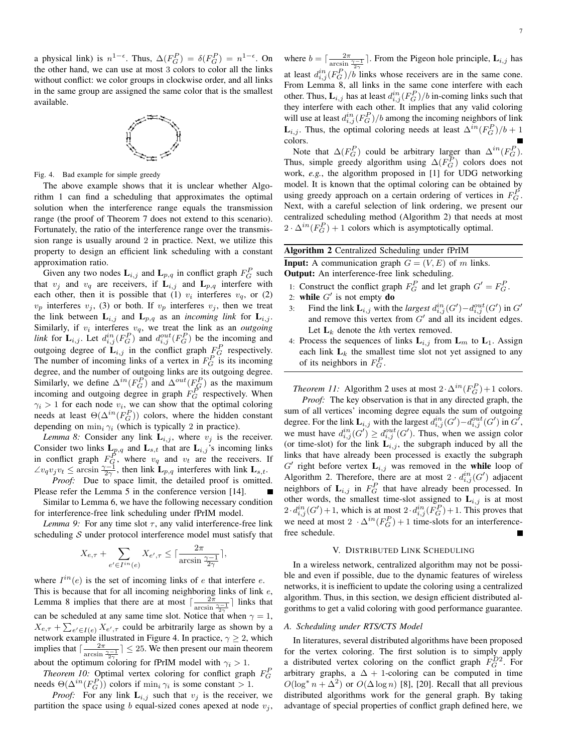a physical link) is $n^{1-\epsilon}$. Thus, $\Delta(F_G^P) = \delta(F_G^P) = n^{1-\epsilon}$. On the other hand, we can use at most 3 colors to color all the links without conflict: we color groups in clockwise order, and all links in the same group are assigned the same color that is the smallest available.

Fig. 4. Bad example for simple greedy

The above example shows that it is unclear whether Algorithm 1 can find a scheduling that approximates the optimal solution when the interference range equals the transmission range (the proof of Theorem 7 does not extend to this scenario). Fortunately, the ratio of the interference range over the transmission range is usually around 2 in practice. Next, we utilize this property to design an efficient link scheduling with a constant approximation ratio.

Given any two nodes $\mathbf{L}_{i,j}$ and $\mathbf{L}_{p,q}$ in conflict graph $F_G^P$ such that $v_j$ and $v_q$ are receivers, if $\mathbf{L}_{i,j}$ and $\mathbf{L}_{p,q}$ interfere with each other, then it is possible that (1) $v_i$ interferes $v_q$, or (2) $v_p$ interferes $v_j$, (3) or both. If $v_p$ interferes $v_j$, then we treat the link between $\mathbf{L}_{i,j}$ and $\mathbf{L}_{p,q}$ as an *incoming link* for $\mathbf{L}_{i,j}$. Similarly, if $v_i$ interferes $v_q$, we treat the link as an *outgoing link* for $\mathbf{L}_{i,j}$. Let $d_{i,j}^{in}(F_G^P)$ and $d_{i,j}^{out}(F_G^P)$ be the incoming and outgoing degree of $\mathbf{L}_{i,j}$ in the conflict graph $F_G^P$ respectively. The number of incoming links of a vertex in $F_G^P$ is its incoming degree, and the number of outgoing links are its outgoing degree. Similarly, we define $\Delta^{in}(F_G^P)$ and $\Delta^{out}(F_G^P)$ as the maximum incoming and outgoing degree in graph $F_G^P$ respectively. When $\gamma_i > 1$ for each node $v_i$, we can show that the optimal coloring needs at least $\Theta(\Delta^{in}(F_G^P))$ colors, where the hidden constant depending on $\min_i \gamma_i$ (which is typically 2 in practice).

*Lemma 8:* Consider any link $\mathbf{L}_{i,j}$, where $v_j$ is the receiver. Consider two links $\mathbf{L}_{p,q}$ and $\mathbf{L}_{s,t}$ that are $\mathbf{L}_{i,j}$'s incoming links in conflict graph $F_G^P$, where $v_q$ and $v_t$ are the receivers. If $\angle v_q v_j v_t \leq \arcsin \frac{\gamma-1}{2\gamma}$, then link $\mathbf{L}_{p,q}$ interferes with link $\mathbf{L}_{s,t}$.

*Proof:* Due to space limit, the detailed proof is omitted. Please refer the Lemma 5 in the conference version [14]. ■

Similar to Lemma 6, we have the following necessary condition for interference-free link scheduling under fPrIM model.

*Lemma 9:* For any time slot $\tau$, any valid interference-free link scheduling $\mathcal{S}$ under protocol interference model must satisfy that

$$X_{e,\tau} + \sum_{e' \in I^{in}(e)} X_{e',\tau} \leq \lceil \frac{2\pi}{\arcsin \frac{\gamma-1}{2\gamma}} \rceil,$$

where $I^{in}(e)$ is the set of incoming links of $e$ that interfere $e$. This is because that for all incoming neighboring links of link $e$, Lemma 8 implies that there are at most $\lceil \frac{2\pi}{\arcsin \frac{\gamma-1}{2\gamma}} \rceil$ links that can be scheduled at any same time slot. Notice that when $\gamma = 1$, $X_{e,\tau} + \sum_{e' \in I(e)} X_{e',\tau}$ could be arbitrarily large as shown by a network example illustrated in Figure 4. In practice, $\gamma \geq 2$, which implies that $\lceil \frac{2\pi}{\arcsin \frac{\gamma-1}{2\gamma}} \rceil \leq 25$. We then present our main theorem about the optimum coloring for fPrIM model with $\gamma_i > 1$.

*Theorem 10:* Optimal vertex coloring for conflict graph $F_G^P$ needs $\Theta(\Delta^{in}(F_G^P))$ colors if $\min_i \gamma_i$ is some constant $> 1$.

*Proof:* For any link $\mathbf{L}_{i,j}$ such that $v_j$ is the receiver, we partition the space using $b$ equal-sized cones apexed at node $v_j$, where $b = \lceil \frac{2\pi}{\arcsin \frac{\gamma-1}{2\gamma}} \rceil$. From the Pigeon hole principle, $\mathbf{L}_{i,j}$ has at least $d_{i,j}^{in}(F_G^P)/b$ links whose receivers are in the same cone. From Lemma 8, all links in the same cone interfere with each other. Thus, $\mathbf{L}_{i,j}$ has at least $d_{i,j}^{in}(F_G^P)/b$ in-coming links such that they interfere with each other. It implies that any valid coloring will use at least $d_{i,j}^{in}(F_G^P)/b$ among the incoming neighbors of link $\mathbf{L}_{i,j}$. Thus, the optimal coloring needs at least $\Delta^{in}(F_G^P)/b + 1$ colors. ■

Note that $\Delta(F_G^P)$ could be arbitrary larger than $\Delta^{in}(F_G^P)$. Thus, simple greedy algorithm using $\Delta(F_G^P)$ colors does not work, *e.g.*, the algorithm proposed in [1] for UDG networking model. It is known that the optimal coloring can be obtained by using greedy approach on a certain ordering of vertices in $F_G^P$. Next, with a careful selection of link ordering, we present our centralized scheduling method (Algorithm 2) that needs at most $2 \cdot \Delta^{in}(F_G^P) + 1$ colors which is asymptotically optimal.

**Algorithm 2** Centralized Scheduling under fPrIM

**Input:** A communication graph $G = (V, E)$ of $m$ links.
**Output:** An interference-free link scheduling.

1: Construct the conflict graph $F_G^P$ and let graph $G' = F_G^P$.
2: **while** $G'$ is not empty **do**
3: Find the link $\mathbf{L}_{i,j}$ with the *largest* $d_{i,j}^{in}(G') - d_{i,j}^{out}(G')$ in $G'$ and remove this vertex from $G'$ and all its incident edges. Let $\mathbf{L}_k$ denote the $k$th vertex removed.
4: Process the sequences of links $\mathbf{L}_{i,j}$ from $\mathbf{L}_m$ to $\mathbf{L}_1$. Assign each link $\mathbf{L}_k$ the smallest time slot not yet assigned to any of its neighbors in $F_G^P$.

*Theorem 11:* Algorithm 2 uses at most $2 \cdot \Delta^{in}(F_G^P) + 1$ colors.

*Proof:* The key observation is that in any directed graph, the sum of all vertices' incoming degree equals the sum of outgoing degree. For the link $\mathbf{L}_{i,j}$ with the largest $d_{i,j}^{in}(G') - d_{i,j}^{out}(G')$ in $G'$, we must have $d_{i,j}^{in}(G') \geq d_{i,j}^{out}(G')$. Thus, when we assign color (or time-slot) for the link $\mathbf{L}_{i,j}$, the subgraph induced by all the links that have already been processed is exactly the subgraph $G'$ right before vertex $\mathbf{L}_{i,j}$ was removed in the **while** loop of Algorithm 2. Therefore, there are at most $2 \cdot d_{i,j}^{in}(G')$ adjacent neighbors of $\mathbf{L}_{i,j}$ in $F_G^P$ that have already been processed. In other words, the smallest time-slot assigned to $\mathbf{L}_{i,j}$ is at most $2 \cdot d_{i,j}^{in}(G') + 1$, which is at most $2 \cdot d_{i,j}^{in}(F_G^P) + 1$. This proves that we need at most $2 \cdot \Delta^{in}(F_G^P) + 1$ time-slots for an interference-free schedule. ■

## V. Distributed Link Scheduling

In a wireless network, centralized algorithm may not be possible and even if possible, due to the dynamic features of wireless networks, it is inefficient to update the coloring using a centralized algorithm. Thus, in this section, we design efficient distributed algorithms to get a valid coloring with good performance guarantee.

### A. Scheduling under RTS/CTS Model

In literatures, several distributed algorithms have been proposed for the vertex coloring. The first solution is to simply apply a distributed vertex coloring on the conflict graph $F_G^{D2}$. For arbitrary graphs, a $\Delta + 1$-coloring can be computed in time $O(\log^* n + \Delta^2)$ or $O(\Delta \log n)$ [8], [20]. Recall that all previous distributed algorithms work for the general graph. By taking advantage of special properties of conflict graph defined here, we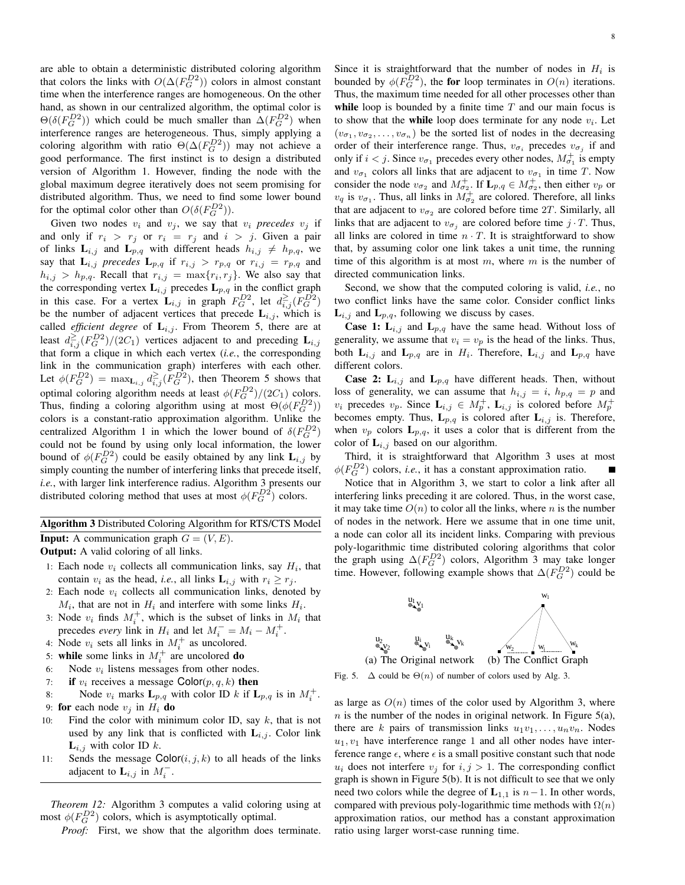are able to obtain a deterministic distributed coloring algorithm that colors the links with $O(\Delta(F_G^{D2}))$ colors in almost constant time when the interference ranges are homogeneous. On the other hand, as shown in our centralized algorithm, the optimal color is $\Theta(\delta(F_G^{D2}))$ which could be much smaller than $\Delta(F_G^{D2})$ when interference ranges are heterogeneous. Thus, simply applying a coloring algorithm with ratio $\Theta(\Delta(F_G^{D2}))$ may not achieve a good performance. The first instinct is to design a distributed version of Algorithm 1. However, finding the node with the global maximum degree iteratively does not seem promising for distributed algorithm. Thus, we need to find some lower bound for the optimal color other than $O(\delta(F_G^{D2}))$.

Given two nodes $v_i$ and $v_j$, we say that $v_i$ *precedes* $v_j$ if and only if $r_i > r_j$ or $r_i = r_j$ and $i > j$. Given a pair of links $\mathbf{L}_{i,j}$ and $\mathbf{L}_{p,q}$ with different heads $h_{i,j} \neq h_{p,q}$, we say that $\mathbf{L}_{i,j}$ *precedes* $\mathbf{L}_{p,q}$ if $r_{i,j} > r_{p,q}$ or $r_{i,j} = r_{p,q}$ and $h_{i,j} > h_{p,q}$. Recall that $r_{i,j} = \max\{r_i, r_j\}$. We also say that the corresponding vertex $\mathbf{L}_{i,j}$ precedes $\mathbf{L}_{p,q}$ in the conflict graph in this case. For a vertex $\mathbf{L}_{i,j}$ in graph $F_G^{D2}$, let $d_{i,j}^{\geq}(F_G^{D2})$ be the number of adjacent vertices that precede $\mathbf{L}_{i,j}$, which is called *efficient degree* of $\mathbf{L}_{i,j}$. From Theorem 5, there are at least $d_{i,j}^{\geq}(F_G^{D2})/(2C_1)$ vertices adjacent to and preceding $\mathbf{L}_{i,j}$ that form a clique in which each vertex (*i.e.*, the corresponding link in the communication graph) interferes with each other. Let $\phi(F_G^{D2}) = \max_{\mathbf{L}_{i,j}} d_{i,j}^{\geq}(F_G^{D2})$, then Theorem 5 shows that optimal coloring algorithm needs at least $\phi(F_G^{D2})/(2C_1)$ colors. Thus, finding a coloring algorithm using at most $\Theta(\phi(F_G^{D2}))$ colors is a constant-ratio approximation algorithm. Unlike the centralized Algorithm 1 in which the lower bound of $\delta(F_G^{D2})$ could not be found by using only local information, the lower bound of $\phi(F_G^{D2})$ could be easily obtained by any link $\mathbf{L}_{i,j}$ by simply counting the number of interfering links that precede itself, *i.e.*, with larger link interference radius. Algorithm 3 presents our distributed coloring method that uses at most $\phi(F_G^{D2})$ colors.

**Algorithm 3** Distributed Coloring Algorithm for RTS/CTS Model

**Input:** A communication graph $G = (V, E)$.

**Output:** A valid coloring of all links.

1: Each node $v_i$ collects all communication links, say $H_i$, that contain $v_i$ as the head, *i.e.*, all links $\mathbf{L}_{i,j}$ with $r_i \geq r_j$.
2: Each node $v_i$ collects all communication links, denoted by $M_i$, that are not in $H_i$ and interfere with some links $H_i$.
3: Node $v_i$ finds $M_i^+$, which is the subset of links in $M_i$ that precedes *every* link in $H_i$ and let $M_i^- = M_i - M_i^+$.
4: Node $v_i$ sets all links in $M_i^+$ as uncolored.
5: **while** some links in $M_i^+$ are uncolored **do**
6: &nbsp;&nbsp;&nbsp;&nbsp;Node $v_i$ listens messages from other nodes.
7: &nbsp;&nbsp;&nbsp;&nbsp;**if** $v_i$ receives a message $\mathsf{Color}(p, q, k)$ **then**
8: &nbsp;&nbsp;&nbsp;&nbsp;&nbsp;&nbsp;&nbsp;&nbsp;Node $v_i$ marks $\mathbf{L}_{p,q}$ with color ID $k$ if $\mathbf{L}_{p,q}$ is in $M_i^+$.
9: **for** each node $v_j$ in $H_i$ **do**
10: &nbsp;&nbsp;&nbsp;&nbsp;Find the color with minimum color ID, say $k$, that is not used by any link that is conflicted with $\mathbf{L}_{i,j}$. Color link $\mathbf{L}_{i,j}$ with color ID $k$.
11: &nbsp;&nbsp;&nbsp;&nbsp;Sends the message $\mathsf{Color}(i, j, k)$ to all heads of the links adjacent to $\mathbf{L}_{i,j}$ in $M_i^-$.

*Theorem 12:* Algorithm 3 computes a valid coloring using at most $\phi(F_G^{D2})$ colors, which is asymptotically optimal.

*Proof:* First, we show that the algorithm does terminate. Since it is straightforward that the number of nodes in $H_i$ is bounded by $\phi(F_G^{D2})$, the **for** loop terminates in $O(n)$ iterations. Thus, the maximum time needed for all other processes other than **while** loop is bounded by a finite time $T$ and our main focus is to show that the **while** loop does terminate for any node $v_i$. Let $(v_{\sigma_1}, v_{\sigma_2}, \ldots, v_{\sigma_n})$ be the sorted list of nodes in the decreasing order of their interference range. Thus, $v_{\sigma_i}$ precedes $v_{\sigma_j}$ if and only if $i < j$. Since $v_{\sigma_1}$ precedes every other nodes, $M_{\sigma_1}^+$ is empty and $v_{\sigma_1}$ colors all links that are adjacent to $v_{\sigma_1}$ in time $T$. Now consider the node $v_{\sigma_2}$ and $M_{\sigma_2}^+$. If $\mathbf{L}_{p,q} \in M_{\sigma_2}^+$, then either $v_p$ or $v_q$ is $v_{\sigma_1}$. Thus, all links in $M_{\sigma_2}^+$ are colored. Therefore, all links that are adjacent to $v_{\sigma_2}$ are colored before time $2T$. Similarly, all links that are adjacent to $v_{\sigma_j}$ are colored before time $j \cdot T$. Thus, all links are colored in time $n \cdot T$. It is straightforward to show that, by assuming color one link takes a unit time, the running time of this algorithm is at most $m$, where $m$ is the number of directed communication links.

Second, we show that the computed coloring is valid, *i.e.*, no two conflict links have the same color. Consider conflict links $\mathbf{L}_{i,j}$ and $\mathbf{L}_{p,q}$, following we discuss by cases.

**Case 1:** $\mathbf{L}_{i,j}$ and $\mathbf{L}_{p,q}$ have the same head. Without loss of generality, we assume that $v_i = v_p$ is the head of the links. Thus, both $\mathbf{L}_{i,j}$ and $\mathbf{L}_{p,q}$ are in $H_i$. Therefore, $\mathbf{L}_{i,j}$ and $\mathbf{L}_{p,q}$ have different colors.

**Case 2:** $\mathbf{L}_{i,j}$ and $\mathbf{L}_{p,q}$ have different heads. Then, without loss of generality, we can assume that $h_{i,j} = i$, $h_{p,q} = p$ and $v_i$ precedes $v_p$. Since $\mathbf{L}_{i,j} \in M_p^+$, $\mathbf{L}_{i,j}$ is colored before $M_p^+$ becomes empty. Thus, $\mathbf{L}_{p,q}$ is colored after $\mathbf{L}_{i,j}$ is. Therefore, when $v_p$ colors $\mathbf{L}_{p,q}$, it uses a color that is different from the color of $\mathbf{L}_{i,j}$ based on our algorithm.

Third, it is straightforward that Algorithm 3 uses at most $\phi(F_G^{D2})$ colors, *i.e.*, it has a constant approximation ratio. ∎

Notice that in Algorithm 3, we start to color a link after all interfering links preceding it are colored. Thus, in the worst case, it may take time $O(n)$ to color all the links, where $n$ is the number of nodes in the network. Here we assume that in one time unit, a node can color all its incident links. Comparing with previous poly-logarithmic time distributed coloring algorithms that color the graph using $\Delta(F_G^{D2})$ colors, Algorithm 3 may take longer time. However, following example shows that $\Delta(F_G^{D2})$ could be as large as $O(n)$ times of the color used by Algorithm 3, where $n$ is the number of the nodes in original network. In Figure 5(a), there are $k$ pairs of transmission links $u_1v_1, \ldots, u_nv_n$. Nodes $u_1, v_1$ have interference range 1 and all other nodes have interference range $\epsilon$, where $\epsilon$ is a small positive constant such that node $u_i$ does not interfere $v_j$ for $i, j > 1$. The corresponding conflict graph is shown in Figure 5(b). It is not difficult to see that we only need two colors while the degree of $\mathbf{L}_{1,1}$ is $n-1$. In other words, compared with previous poly-logarithmic time methods with $\Omega(n)$ approximation ratios, our method has a constant approximation ratio using larger worst-case running time.

(a) The Original network (b) The Conflict Graph

Fig. 5. $\Delta$ could be $\Theta(n)$ of number of colors used by Alg. 3.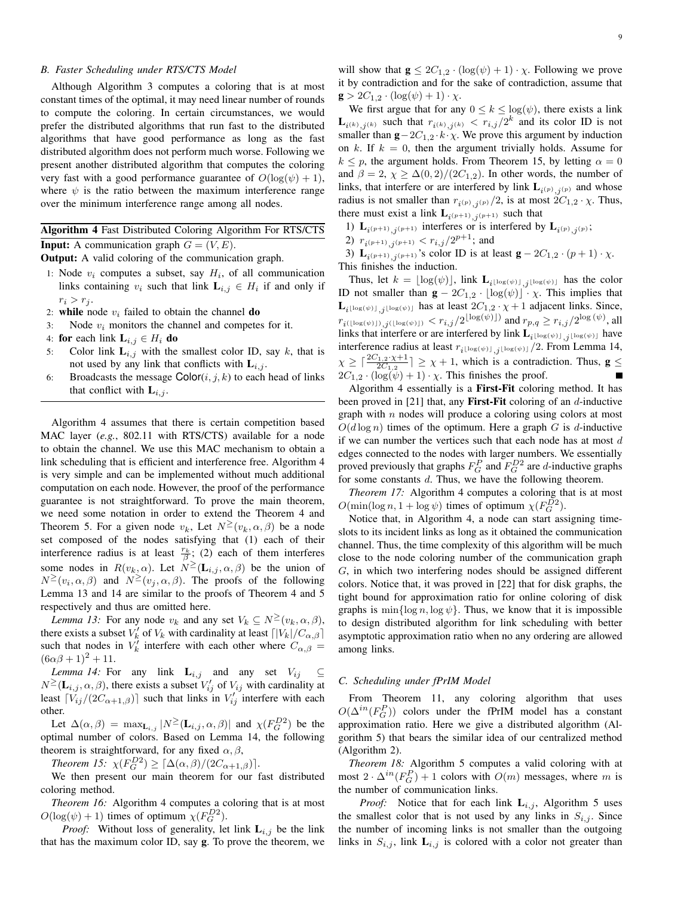### B. Faster Scheduling under RTS/CTS Model

Although Algorithm 3 computes a coloring that is at most constant times of the optimal, it may need linear number of rounds to compute the coloring. In certain circumstances, we would prefer the distributed algorithms that run fast to the distributed algorithms that have good performance as long as the fast distributed algorithm does not perform much worse. Following we present another distributed algorithm that computes the coloring very fast with a good performance guarantee of $O(\log(\psi)+1)$, where $\psi$ is the ratio between the maximum interference range over the minimum interference range among all nodes.

**Algorithm 4** Fast Distributed Coloring Algorithm For RTS/CTS

**Input:** A communication graph $G=(V,E)$.

**Output:** A valid coloring of the communication graph.

1: Node $v_i$ computes a subset, say $H_i$, of all communication links containing $v_i$ such that link $\mathbf{L}_{i,j} \in H_i$ if and only if $r_i > r_j$.
2: **while** node $v_i$ failed to obtain the channel **do**
3: Node $v_i$ monitors the channel and competes for it.
4: **for** each link $\mathbf{L}_{i,j} \in H_i$ **do**
5: Color link $\mathbf{L}_{i,j}$ with the smallest color ID, say $k$, that is not used by any link that conflicts with $\mathbf{L}_{i,j}$.
6: Broadcasts the message $\mathsf{Color}(i,j,k)$ to each head of links that conflict with $\mathbf{L}_{i,j}$.

Algorithm 4 assumes that there is certain competition based MAC layer (*e.g.*, 802.11 with RTS/CTS) available for a node to obtain the channel. We use this MAC mechanism to obtain a link scheduling that is efficient and interference free. Algorithm 4 is very simple and can be implemented without much additional computation on each node. However, the proof of the performance guarantee is not straightforward. To prove the main theorem, we need some notation in order to extend the Theorem 4 and Theorem 5. For a given node $v_k$, Let $N^{\geq}(v_k,\alpha,\beta)$ be a node set composed of the nodes satisfying that (1) each of their interference radius is at least $\frac{r_k}{\beta}$; (2) each of them interferes some nodes in $R(v_k,\alpha)$. Let $N^{\geq}(\mathbf{L}_{i,j},\alpha,\beta)$ be the union of $N^{\geq}(v_i,\alpha,\beta)$ and $N^{\geq}(v_j,\alpha,\beta)$. The proofs of the following Lemma 13 and 14 are similar to the proofs of Theorem 4 and 5 respectively and thus are omitted here.

*Lemma 13:* For any node $v_k$ and any set $V_k \subseteq N^{\geq}(v_k,\alpha,\beta)$, there exists a subset $V_k'$ of $V_k$ with cardinality at least $\lceil |V_k|/C_{\alpha,\beta}\rceil$ such that nodes in $V_k'$ interfere with each other where $C_{\alpha,\beta} = (6\alpha\beta+1)^2+11$.

*Lemma 14:* For any link $\mathbf{L}_{i,j}$ and any set $V_{ij} \subseteq N^{\geq}(\mathbf{L}_{i,j},\alpha,\beta)$, there exists a subset $V_{ij}'$ of $V_{ij}$ with cardinality at least $\lceil V_{ij}/(2C_{\alpha+1,\beta})\rceil$ such that links in $V_{ij}'$ interfere with each other.

Let $\Delta(\alpha,\beta) = \max_{\mathbf{L}_{i,j}} |N^{\geq}(\mathbf{L}_{i,j},\alpha,\beta)|$ and $\chi(F_G^{D2})$ be the optimal number of colors. Based on Lemma 14, the following theorem is straightforward, for any fixed $\alpha,\beta$,

*Theorem 15:* $\chi(F_G^{D2}) \geq \lceil \Delta(\alpha,\beta)/(2C_{\alpha+1,\beta})\rceil$.

We then present our main theorem for our fast distributed coloring method.

*Theorem 16:* Algorithm 4 computes a coloring that is at most $O(\log(\psi)+1)$ times of optimum $\chi(F_G^{D2})$.

*Proof:* Without loss of generality, let link $\mathbf{L}_{i,j}$ be the link that has the maximum color ID, say $\mathbf{g}$. To prove the theorem, we will show that $\mathbf{g} \leq 2C_{1,2}\cdot(\log(\psi)+1)\cdot\chi$. Following we prove it by contradiction and for the sake of contradiction, assume that $\mathbf{g} > 2C_{1,2}\cdot(\log(\psi)+1)\cdot\chi$.

We first argue that for any $0 \leq k \leq \log(\psi)$, there exists a link $\mathbf{L}_{i^{(k)},j^{(k)}}$ such that $r_{i^{(k)},j^{(k)}} < r_{i,j}/2^k$ and its color ID is not smaller than $\mathbf{g}-2C_{1,2}\cdot k\cdot\chi$. We prove this argument by induction on $k$. If $k=0$, then the argument trivially holds. Assume for $k \leq p$, the argument holds. From Theorem 15, by letting $\alpha=0$ and $\beta=2$, $\chi \geq \Delta(0,2)/(2C_{1,2})$. In other words, the number of links, that interfere or are interfered by link $\mathbf{L}_{i^{(p)},j^{(p)}}$ and whose radius is not smaller than $r_{i^{(p)},j^{(p)}}/2$, is at most $2C_{1,2}\cdot\chi$. Thus, there must exist a link $\mathbf{L}_{i^{(p+1)},j^{(p+1)}}$ such that

1) $\mathbf{L}_{i^{(p+1)},j^{(p+1)}}$ interferes or is interfered by $\mathbf{L}_{i^{(p)},j^{(p)}}$;
2) $r_{i^{(p+1)},j^{(p+1)}} < r_{i,j}/2^{p+1}$; and
3) $\mathbf{L}_{i^{(p+1)},j^{(p+1)}}$'s color ID is at least $\mathbf{g}-2C_{1,2}\cdot(p+1)\cdot\chi$.

This finishes the induction.

Thus, let $k=\lfloor\log(\psi)\rfloor$, link $\mathbf{L}_{i^{\lfloor\log(\psi)\rfloor},j^{\lfloor\log(\psi)\rfloor}}$ has the color ID not smaller than $\mathbf{g}-2C_{1,2}\cdot\lfloor\log(\psi)\rfloor\cdot\chi$. This implies that $\mathbf{L}_{i^{\lfloor\log(\psi)\rfloor},j^{\lfloor\log(\psi)\rfloor}}$ has at least $2C_{1,2}\cdot\chi+1$ adjacent links. Since, $r_{i^{(\lfloor\log(\psi)\rfloor)},j^{(\lfloor\log(\psi)\rfloor)}} < r_{i,j}/2^{\lfloor\log(\psi)\rfloor}$ and $r_{p,q} \geq r_{i,j}/2^{\log(\psi)}$, all links that interfere or are interfered by link $\mathbf{L}_{i^{\lfloor\log(\psi)\rfloor},j^{\lfloor\log(\psi)\rfloor}}$ have interference radius at least $r_{i^{\lfloor\log(\psi)\rfloor},j^{\lfloor\log(\psi)\rfloor}}/2$. From Lemma 14, $\chi \geq \lceil\frac{2C_{1,2}\cdot\chi+1}{2C_{1,2}}\rceil \geq \chi+1$, which is a contradiction. Thus, $\mathbf{g} \leq 2C_{1,2}\cdot(\log(\psi)+1)\cdot\chi$. This finishes the proof. ∎

Algorithm 4 essentially is a **First-Fit** coloring method. It has been proved in [21] that, any **First-Fit** coloring of an $d$-inductive graph with $n$ nodes will produce a coloring using colors at most $O(d\log n)$ times of the optimum. Here a graph $G$ is $d$-inductive if we can number the vertices such that each node has at most $d$ edges connected to the nodes with larger numbers. We essentially proved previously that graphs $F_G^P$ and $F_G^{D2}$ are $d$-inductive graphs for some constants $d$. Thus, we have the following theorem.

*Theorem 17:* Algorithm 4 computes a coloring that is at most $O(\min(\log n, 1+\log\psi)$ times of optimum $\chi(F_G^{D2})$.

Notice that, in Algorithm 4, a node can start assigning time-slots to its incident links as long as it obtained the communication channel. Thus, the time complexity of this algorithm will be much close to the node coloring number of the communication graph $G$, in which two interfering nodes should be assigned different colors. Notice that, it was proved in [22] that for disk graphs, the tight bound for approximation ratio for online coloring of disk graphs is $\min\{\log n, \log\psi\}$. Thus, we know that it is impossible to design distributed algorithm for link scheduling with better asymptotic approximation ratio when no any ordering are allowed among links.

### C. Scheduling under fPrIM Model

From Theorem 11, any coloring algorithm that uses $O(\Delta^{in}(F_G^P))$ colors under the fPrIM model has a constant approximation ratio. Here we give a distributed algorithm (Algorithm 5) that bears the similar idea of our centralized method (Algorithm 2).

*Theorem 18:* Algorithm 5 computes a valid coloring with at most $2\cdot\Delta^{in}(F_G^P)+1$ colors with $O(m)$ messages, where $m$ is the number of communication links.

*Proof:* Notice that for each link $\mathbf{L}_{i,j}$, Algorithm 5 uses the smallest color that is not used by any links in $S_{i,j}$. Since the number of incoming links is not smaller than the outgoing links in $S_{i,j}$, link $\mathbf{L}_{i,j}$ is colored with a color not greater than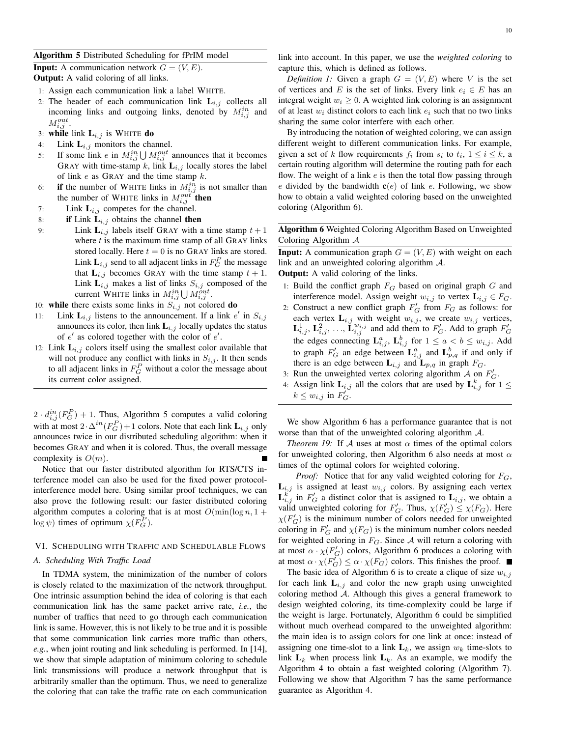**Algorithm 5** Distributed Scheduling for fPrIM model

**Input:** A communication network $G = (V, E)$.
**Output:** A valid coloring of all links.

1. Assign each communication link a label WHITE.
2. The header of each communication link $\mathbf{L}_{i,j}$ collects all incoming links and outgoing links, denoted by $M_{i,j}^{in}$ and $M_{i,j}^{out}$.
3. **while** link $\mathbf{L}_{i,j}$ is WHITE **do**
4. Link $\mathbf{L}_{i,j}$ monitors the channel.
5. If some link $e$ in $M_{i,j}^{in} \bigcup M_{i,j}^{out}$ announces that it becomes GRAY with time-stamp $k$, link $\mathbf{L}_{i,j}$ locally stores the label of link $e$ as GRAY and the time stamp $k$.
6. **if** the number of WHITE links in $M_{i,j}^{in}$ is not smaller than the number of WHITE links in $M_{i,j}^{out}$ **then**
7. Link $\mathbf{L}_{i,j}$ competes for the channel.
8. **if** Link $\mathbf{L}_{i,j}$ obtains the channel **then**
9. Link $\mathbf{L}_{i,j}$ labels itself GRAY with a time stamp $t + 1$ where $t$ is the maximum time stamp of all GRAY links stored locally. Here $t = 0$ is no GRAY links are stored. Link $\mathbf{L}_{i,j}$ send to all adjacent links in $F_G^P$ the message that $\mathbf{L}_{i,j}$ becomes GRAY with the time stamp $t + 1$. Link $\mathbf{L}_{i,j}$ makes a list of links $S_{i,j}$ composed of the current WHITE links in $M_{i,j}^{in} \bigcup M_{i,j}^{out}$.
10. **while** there exists some links in $S_{i,j}$ not colored **do**
11. Link $\mathbf{L}_{i,j}$ listens to the announcement. If a link $e'$ in $S_{i,j}$ announces its color, then link $\mathbf{L}_{i,j}$ locally updates the status of $e'$ as colored together with the color of $e'$.
12. Link $\mathbf{L}_{i,j}$ colors itself using the smallest color available that will not produce any conflict with links in $S_{i,j}$. It then sends to all adjacent links in $F_G^P$ without a color the message about its current color assigned.

$2 \cdot d_{i,j}^{in}(F_G^P) + 1$. Thus, Algorithm 5 computes a valid coloring with at most $2 \cdot \Delta^{in}(F_G^P) + 1$ colors. Note that each link $\mathbf{L}_{i,j}$ only announces twice in our distributed scheduling algorithm: when it becomes GRAY and when it is colored. Thus, the overall message complexity is $O(m)$. ■

Notice that our faster distributed algorithm for RTS/CTS interference model can also be used for the fixed power protocol-interference model here. Using similar proof techniques, we can also prove the following result: our faster distributed coloring algorithm computes a coloring that is at most $O(\min(\log n, 1 + \log \psi)$ times of optimum $\chi(F_G^P)$.

## VI. Scheduling with Traffic and Schedulable Flows

### A. Scheduling With Traffic Load

In TDMA system, the minimization of the number of colors is closely related to the maximization of the network throughput. One intrinsic assumption behind the idea of coloring is that each communication link has the same packet arrive rate, *i.e.*, the number of traffics that need to go through each communication link is same. However, this is not likely to be true and it is possible that some communication link carries more traffic than others, *e.g.*, when joint routing and link scheduling is performed. In [14], we show that simple adaptation of minimum coloring to schedule link transmissions will produce a network throughput that is arbitrarily smaller than the optimum. Thus, we need to generalize the coloring that can take the traffic rate on each communication link into account. In this paper, we use the *weighted coloring* to capture this, which is defined as follows.

*Definition 1:* Given a graph $G = (V, E)$ where $V$ is the set of vertices and $E$ is the set of links. Every link $e_i \in E$ has an integral weight $w_i \geq 0$. A weighted link coloring is an assignment of at least $w_i$ distinct colors to each link $e_i$ such that no two links sharing the same color interfere with each other.

By introducing the notation of weighted coloring, we can assign different weight to different communication links. For example, given a set of $k$ flow requirements $f_i$ from $s_i$ to $t_i$, $1 \leq i \leq k$, a certain routing algorithm will determine the routing path for each flow. The weight of a link $e$ is then the total flow passing through $e$ divided by the bandwidth $\mathbf{c}(e)$ of link $e$. Following, we show how to obtain a valid weighted coloring based on the unweighted coloring (Algorithm 6).

**Algorithm 6** Weighted Coloring Algorithm Based on Unweighted Coloring Algorithm $\mathcal{A}$

**Input:** A communication graph $G = (V, E)$ with weight on each link and an unweighted coloring algorithm $\mathcal{A}$.
**Output:** A valid coloring of the links.

1. Build the conflict graph $F_G$ based on original graph $G$ and interference model. Assign weight $w_{i,j}$ to vertex $\mathbf{L}_{i,j} \in F_G$.
2. Construct a new conflict graph $F'_G$ from $F_G$ as follows: for each vertex $\mathbf{L}_{i,j}$ with weight $w_{i,j}$, we create $w_{i,j}$ vertices, $\mathbf{L}_{i,j}^1, \mathbf{L}_{i,j}^2, \ldots, \mathbf{L}_{i,j}^{w_{i,j}}$ and add them to $F'_G$. Add to graph $F'_G$ the edges connecting $\mathbf{L}_{i,j}^a$, $\mathbf{L}_{i,j}^b$ for $1 \leq a < b \leq w_{i,j}$. Add to graph $F'_G$ an edge between $\mathbf{L}_{i,j}^a$ and $\mathbf{L}_{p,q}^b$ if and only if there is an edge between $\mathbf{L}_{i,j}$ and $\mathbf{L}_{p,q}$ in graph $F_G$.
3. Run the unweighted vertex coloring algorithm $\mathcal{A}$ on $F'_G$.
4. Assign link $\mathbf{L}_{i,j}$ all the colors that are used by $\mathbf{L}_{i,j}^k$ for $1 \leq k \leq w_{i,j}$ in $F'_G$.

We show Algorithm 6 has a performance guarantee that is not worse than that of the unweighted coloring algorithm $\mathcal{A}$.

*Theorem 19:* If $\mathcal{A}$ uses at most $\alpha$ times of the optimal colors for unweighted coloring, then Algorithm 6 also needs at most $\alpha$ times of the optimal colors for weighted coloring.

*Proof:* Notice that for any valid weighted coloring for $F_G$, $\mathbf{L}_{i,j}$ is assigned at least $w_{i,j}$ colors. By assigning each vertex $\mathbf{L}_{i,j}^k$ in $F'_G$ a distinct color that is assigned to $\mathbf{L}_{i,j}$, we obtain a valid unweighted coloring for $F'_G$. Thus, $\chi(F'_G) \leq \chi(F_G)$. Here $\chi(F'_G)$ is the minimum number of colors needed for unweighted coloring in $F'_G$ and $\chi(F_G)$ is the minimum number colors needed for weighted coloring in $F_G$. Since $\mathcal{A}$ will return a coloring with at most $\alpha \cdot \chi(F'_G)$ colors, Algorithm 6 produces a coloring with at most $\alpha \cdot \chi(F'_G) \leq \alpha \cdot \chi(F_G)$ colors. This finishes the proof. ■

The basic idea of Algorithm 6 is to create a clique of size $w_{i,j}$ for each link $\mathbf{L}_{i,j}$ and color the new graph using unweighted coloring method $\mathcal{A}$. Although this gives a general framework to design weighted coloring, its time-complexity could be large if the weight is large. Fortunately, Algorithm 6 could be simplified without much overhead compared to the unweighted algorithm: the main idea is to assign colors for one link at once: instead of assigning one time-slot to a link $\mathbf{L}_k$, we assign $w_k$ time-slots to link $\mathbf{L}_k$ when process link $\mathbf{L}_k$. As an example, we modify the Algorithm 4 to obtain a fast weighted coloring (Algorithm 7). Following we show that Algorithm 7 has the same performance guarantee as Algorithm 4.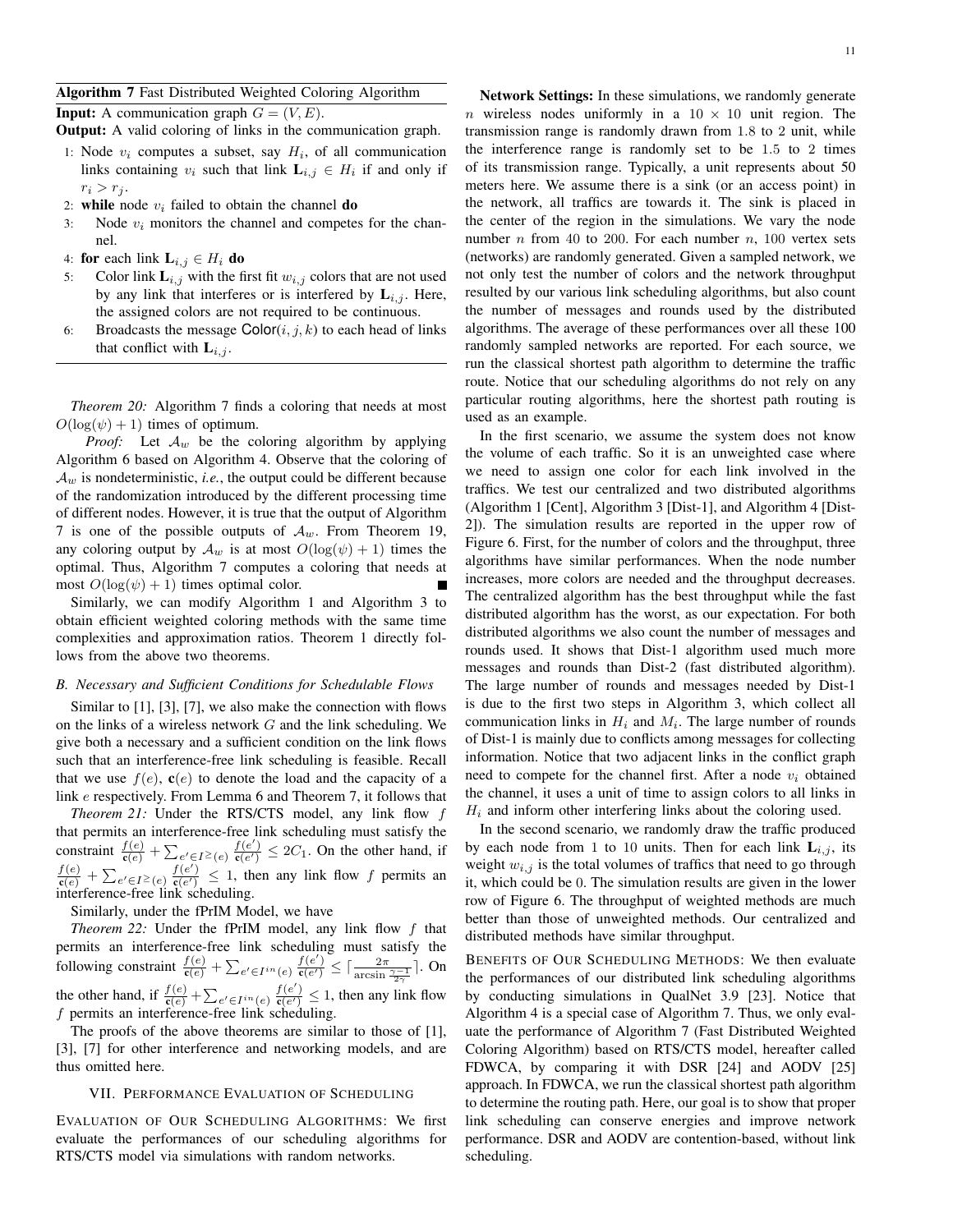**Algorithm 7** Fast Distributed Weighted Coloring Algorithm

**Input:** A communication graph $G = (V, E)$.

**Output:** A valid coloring of links in the communication graph.

1: Node $v_i$ computes a subset, say $H_i$, of all communication links containing $v_i$ such that link $\mathbf{L}_{i,j} \in H_i$ if and only if $r_i > r_j$.
2: **while** node $v_i$ failed to obtain the channel **do**
3: Node $v_i$ monitors the channel and competes for the channel.
4: **for** each link $\mathbf{L}_{i,j} \in H_i$ **do**
5: Color link $\mathbf{L}_{i,j}$ with the first fit $w_{i,j}$ colors that are not used by any link that interferes or is interfered by $\mathbf{L}_{i,j}$. Here, the assigned colors are not required to be continuous.
6: Broadcasts the message $\mathsf{Color}(i, j, k)$ to each head of links that conflict with $\mathbf{L}_{i,j}$.

*Theorem 20:* Algorithm 7 finds a coloring that needs at most $O(\log(\psi) + 1)$ times of optimum.

*Proof:* Let $\mathcal{A}_w$ be the coloring algorithm by applying Algorithm 6 based on Algorithm 4. Observe that the coloring of $\mathcal{A}_w$ is nondeterministic, *i.e.*, the output could be different because of the randomization introduced by the different processing time of different nodes. However, it is true that the output of Algorithm 7 is one of the possible outputs of $\mathcal{A}_w$. From Theorem 19, any coloring output by $\mathcal{A}_w$ is at most $O(\log(\psi) + 1)$ times the optimal. Thus, Algorithm 7 computes a coloring that needs at most $O(\log(\psi) + 1)$ times optimal color. ∎

Similarly, we can modify Algorithm 1 and Algorithm 3 to obtain efficient weighted coloring methods with the same time complexities and approximation ratios. Theorem 1 directly follows from the above two theorems.

### B. Necessary and Sufficient Conditions for Schedulable Flows

Similar to [1], [3], [7], we also make the connection with flows on the links of a wireless network $G$ and the link scheduling. We give both a necessary and a sufficient condition on the link flows such that an interference-free link scheduling is feasible. Recall that we use $f(e)$, $\mathbf{c}(e)$ to denote the load and the capacity of a link $e$ respectively. From Lemma 6 and Theorem 7, it follows that

*Theorem 21:* Under the RTS/CTS model, any link flow $f$ that permits an interference-free link scheduling must satisfy the constraint $\frac{f(e)}{\mathbf{c}(e)} + \sum_{e' \in I^{\geq}(e)} \frac{f(e')}{\mathbf{c}(e')} \leq 2C_1$. On the other hand, if $\frac{f(e)}{\mathbf{c}(e)} + \sum_{e' \in I^{\geq}(e)} \frac{f(e')}{\mathbf{c}(e')} \leq 1$, then any link flow $f$ permits an interference-free link scheduling.

Similarly, under the fPrIM Model, we have

*Theorem 22:* Under the fPrIM model, any link flow $f$ that permits an interference-free link scheduling must satisfy the following constraint $\frac{f(e)}{\mathbf{c}(e)} + \sum_{e' \in I^{in}(e)} \frac{f(e')}{\mathbf{c}(e')} \leq \lceil \frac{2\pi}{\arcsin \frac{\gamma - 1}{2\gamma}} \rceil$. On the other hand, if $\frac{f(e)}{\mathbf{c}(e)} + \sum_{e' \in I^{in}(e)} \frac{f(e')}{\mathbf{c}(e')} \leq 1$, then any link flow $f$ permits an interference-free link scheduling.

The proofs of the above theorems are similar to those of [1], [3], [7] for other interference and networking models, and are thus omitted here.

## VII. Performance Evaluation of Scheduling

Evaluation of Our Scheduling Algorithms: We first evaluate the performances of our scheduling algorithms for RTS/CTS model via simulations with random networks.

**Network Settings:** In these simulations, we randomly generate $n$ wireless nodes uniformly in a $10 \times 10$ unit region. The transmission range is randomly drawn from 1.8 to 2 unit, while the interference range is randomly set to be 1.5 to 2 times of its transmission range. Typically, a unit represents about 50 meters here. We assume there is a sink (or an access point) in the network, all traffics are towards it. The sink is placed in the center of the region in the simulations. We vary the node number $n$ from 40 to 200. For each number $n$, 100 vertex sets (networks) are randomly generated. Given a sampled network, we not only test the number of colors and the network throughput resulted by our various link scheduling algorithms, but also count the number of messages and rounds used by the distributed algorithms. The average of these performances over all these 100 randomly sampled networks are reported. For each source, we run the classical shortest path algorithm to determine the traffic route. Notice that our scheduling algorithms do not rely on any particular routing algorithms, here the shortest path routing is used as an example.

In the first scenario, we assume the system does not know the volume of each traffic. So it is an unweighted case where we need to assign one color for each link involved in the traffics. We test our centralized and two distributed algorithms (Algorithm 1 [Cent], Algorithm 3 [Dist-1], and Algorithm 4 [Dist-2]). The simulation results are reported in the upper row of Figure 6. First, for the number of colors and the throughput, three algorithms have similar performances. When the node number increases, more colors are needed and the throughput decreases. The centralized algorithm has the best throughput while the fast distributed algorithm has the worst, as our expectation. For both distributed algorithms we also count the number of messages and rounds used. It shows that Dist-1 algorithm used much more messages and rounds than Dist-2 (fast distributed algorithm). The large number of rounds and messages needed by Dist-1 is due to the first two steps in Algorithm 3, which collect all communication links in $H_i$ and $M_i$. The large number of rounds of Dist-1 is mainly due to conflicts among messages for collecting information. Notice that two adjacent links in the conflict graph need to compete for the channel first. After a node $v_i$ obtained the channel, it uses a unit of time to assign colors to all links in $H_i$ and inform other interfering links about the coloring used.

In the second scenario, we randomly draw the traffic produced by each node from 1 to 10 units. Then for each link $\mathbf{L}_{i,j}$, its weight $w_{i,j}$ is the total volumes of traffics that need to go through it, which could be 0. The simulation results are given in the lower row of Figure 6. The throughput of weighted methods are much better than those of unweighted methods. Our centralized and distributed methods have similar throughput.

Benefits of Our Scheduling Methods: We then evaluate the performances of our distributed link scheduling algorithms by conducting simulations in QualNet 3.9 [23]. Notice that Algorithm 4 is a special case of Algorithm 7. Thus, we only evaluate the performance of Algorithm 7 (Fast Distributed Weighted Coloring Algorithm) based on RTS/CTS model, hereafter called FDWCA, by comparing it with DSR [24] and AODV [25] approach. In FDWCA, we run the classical shortest path algorithm to determine the routing path. Here, our goal is to show that proper link scheduling can conserve energies and improve network performance. DSR and AODV are contention-based, without link scheduling.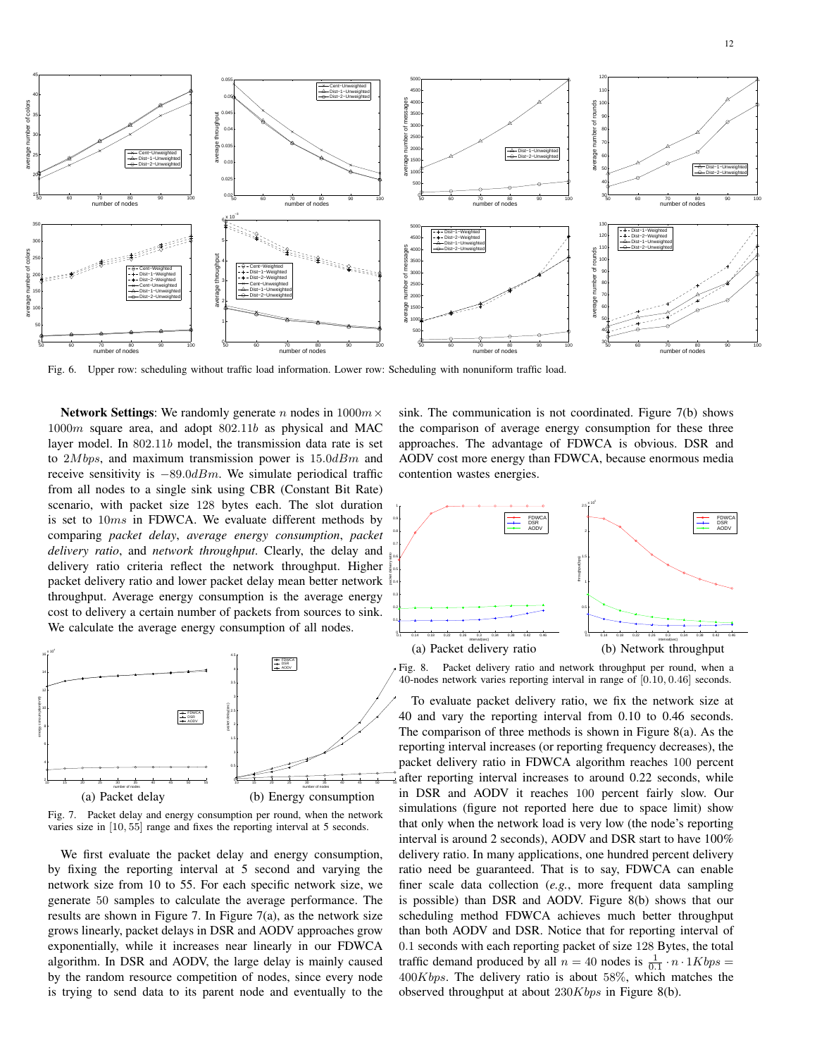Fig. 6. Upper row: scheduling without traffic load information. Lower row: Scheduling with nonuniform traffic load.

**Network Settings**: We randomly generate $n$ nodes in $1000m \times 1000m$ square area, and adopt $802.11b$ as physical and MAC layer model. In $802.11b$ model, the transmission data rate is set to $2Mbps$, and maximum transmission power is $15.0dBm$ and receive sensitivity is $-89.0dBm$. We simulate periodical traffic from all nodes to a single sink using CBR (Constant Bit Rate) scenario, with packet size 128 bytes each. The slot duration is set to $10ms$ in FDWCA. We evaluate different methods by comparing *packet delay*, *average energy consumption*, *packet delivery ratio*, and *network throughput*. Clearly, the delay and delivery ratio criteria reflect the network throughput. Higher packet delivery ratio and lower packet delay mean better network throughput. Average energy consumption is the average energy cost to delivery a certain number of packets from sources to sink. We calculate the average energy consumption of all nodes.

(a) Packet delay (b) Energy consumption

Fig. 7. Packet delay and energy consumption per round, when the network varies size in $[10, 55]$ range and fixes the reporting interval at 5 seconds.

We first evaluate the packet delay and energy consumption, by fixing the reporting interval at 5 second and varying the network size from 10 to 55. For each specific network size, we generate 50 samples to calculate the average performance. The results are shown in Figure 7. In Figure 7(a), as the network size grows linearly, packet delays in DSR and AODV approaches grow exponentially, while it increases near linearly in our FDWCA algorithm. In DSR and AODV, the large delay is mainly caused by the random resource competition of nodes, since every node is trying to send data to its parent node and eventually to the sink. The communication is not coordinated. Figure 7(b) shows the comparison of average energy consumption for these three approaches. The advantage of FDWCA is obvious. DSR and AODV cost more energy than FDWCA, because enormous media contention wastes energies.

(a) Packet delivery ratio (b) Network throughput

Fig. 8. Packet delivery ratio and network throughput per round, when a 40-nodes network varies reporting interval in range of $[0.10, 0.46]$ seconds.

To evaluate packet delivery ratio, we fix the network size at 40 and vary the reporting interval from 0.10 to 0.46 seconds. The comparison of three methods is shown in Figure 8(a). As the reporting interval increases (or reporting frequency decreases), the packet delivery ratio in FDWCA algorithm reaches 100 percent after reporting interval increases to around 0.22 seconds, while in DSR and AODV it reaches 100 percent fairly slow. Our simulations (figure not reported here due to space limit) show that only when the network load is very low (the node's reporting interval is around 2 seconds), AODV and DSR start to have 100% delivery ratio. In many applications, one hundred percent delivery ratio need be guaranteed. That is to say, FDWCA can enable finer scale data collection (*e.g.*, more frequent data sampling is possible) than DSR and AODV. Figure 8(b) shows that our scheduling method FDWCA achieves much better throughput than both AODV and DSR. Notice that for reporting interval of 0.1 seconds with each reporting packet of size 128 Bytes, the total traffic demand produced by all $n = 40$ nodes is $\frac{1}{0.1} \cdot n \cdot 1Kbps = 400Kbps$. The delivery ratio is about $58\%$, which matches the observed throughput at about $230Kbps$ in Figure 8(b).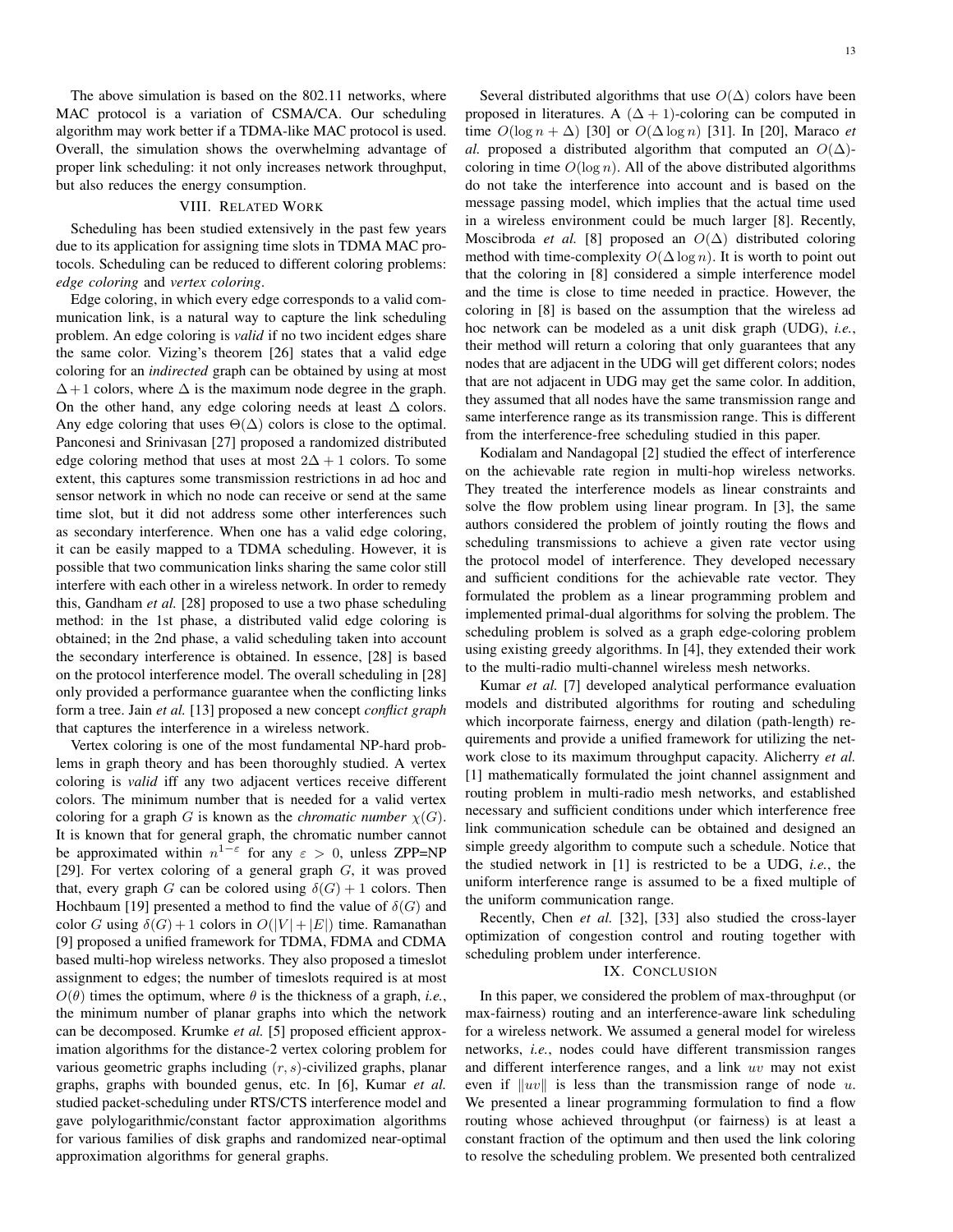The above simulation is based on the 802.11 networks, where MAC protocol is a variation of CSMA/CA. Our scheduling algorithm may work better if a TDMA-like MAC protocol is used. Overall, the simulation shows the overwhelming advantage of proper link scheduling: it not only increases network throughput, but also reduces the energy consumption.

## VIII. Related Work

Scheduling has been studied extensively in the past few years due to its application for assigning time slots in TDMA MAC protocols. Scheduling can be reduced to different coloring problems: *edge coloring* and *vertex coloring*.

Edge coloring, in which every edge corresponds to a valid communication link, is a natural way to capture the link scheduling problem. An edge coloring is *valid* if no two incident edges share the same color. Vizing's theorem [26] states that a valid edge coloring for an *indirected* graph can be obtained by using at most $\Delta+1$ colors, where $\Delta$ is the maximum node degree in the graph. On the other hand, any edge coloring needs at least $\Delta$ colors. Any edge coloring that uses $\Theta(\Delta)$ colors is close to the optimal. Panconesi and Srinivasan [27] proposed a randomized distributed edge coloring method that uses at most $2\Delta+1$ colors. To some extent, this captures some transmission restrictions in ad hoc and sensor network in which no node can receive or send at the same time slot, but it did not address some other interferences such as secondary interference. When one has a valid edge coloring, it can be easily mapped to a TDMA scheduling. However, it is possible that two communication links sharing the same color still interfere with each other in a wireless network. In order to remedy this, Gandham *et al.* [28] proposed to use a two phase scheduling method: in the 1st phase, a distributed valid edge coloring is obtained; in the 2nd phase, a valid scheduling taken into account the secondary interference is obtained. In essence, [28] is based on the protocol interference model. The overall scheduling in [28] only provided a performance guarantee when the conflicting links form a tree. Jain *et al.* [13] proposed a new concept *conflict graph* that captures the interference in a wireless network.

Vertex coloring is one of the most fundamental NP-hard problems in graph theory and has been thoroughly studied. A vertex coloring is *valid* iff any two adjacent vertices receive different colors. The minimum number that is needed for a valid vertex coloring for a graph $G$ is known as the *chromatic number* $\chi(G)$. It is known that for general graph, the chromatic number cannot be approximated within $n^{1-\varepsilon}$ for any $\varepsilon > 0$, unless ZPP=NP [29]. For vertex coloring of a general graph $G$, it was proved that, every graph $G$ can be colored using $\delta(G)+1$ colors. Then Hochbaum [19] presented a method to find the value of $\delta(G)$ and color $G$ using $\delta(G)+1$ colors in $O(|V|+|E|)$ time. Ramanathan [9] proposed a unified framework for TDMA, FDMA and CDMA based multi-hop wireless networks. They also proposed a timeslot assignment to edges; the number of timeslots required is at most $O(\theta)$ times the optimum, where $\theta$ is the thickness of a graph, *i.e.*, the minimum number of planar graphs into which the network can be decomposed. Krumke *et al.* [5] proposed efficient approximation algorithms for the distance-2 vertex coloring problem for various geometric graphs including $(r,s)$-civilized graphs, planar graphs, graphs with bounded genus, etc. In [6], Kumar *et al.* studied packet-scheduling under RTS/CTS interference model and gave polylogarithmic/constant factor approximation algorithms for various families of disk graphs and randomized near-optimal approximation algorithms for general graphs.

Several distributed algorithms that use $O(\Delta)$ colors have been proposed in literatures. A $(\Delta+1)$-coloring can be computed in time $O(\log n + \Delta)$ [30] or $O(\Delta \log n)$ [31]. In [20], Maraco *et al.* proposed a distributed algorithm that computed an $O(\Delta)$-coloring in time $O(\log n)$. All of the above distributed algorithms do not take the interference into account and is based on the message passing model, which implies that the actual time used in a wireless environment could be much larger [8]. Recently, Moscibroda *et al.* [8] proposed an $O(\Delta)$ distributed coloring method with time-complexity $O(\Delta \log n)$. It is worth to point out that the coloring in [8] considered a simple interference model and the time is close to time needed in practice. However, the coloring in [8] is based on the assumption that the wireless ad hoc network can be modeled as a unit disk graph (UDG), *i.e.*, their method will return a coloring that only guarantees that any nodes that are adjacent in the UDG will get different colors; nodes that are not adjacent in UDG may get the same color. In addition, they assumed that all nodes have the same transmission range and same interference range as its transmission range. This is different from the interference-free scheduling studied in this paper.

Kodialam and Nandagopal [2] studied the effect of interference on the achievable rate region in multi-hop wireless networks. They treated the interference models as linear constraints and solve the flow problem using linear program. In [3], the same authors considered the problem of jointly routing the flows and scheduling transmissions to achieve a given rate vector using the protocol model of interference. They developed necessary and sufficient conditions for the achievable rate vector. They formulated the problem as a linear programming problem and implemented primal-dual algorithms for solving the problem. The scheduling problem is solved as a graph edge-coloring problem using existing greedy algorithms. In [4], they extended their work to the multi-radio multi-channel wireless mesh networks.

Kumar *et al.* [7] developed analytical performance evaluation models and distributed algorithms for routing and scheduling which incorporate fairness, energy and dilation (path-length) requirements and provide a unified framework for utilizing the network close to its maximum throughput capacity. Alicherry *et al.* [1] mathematically formulated the joint channel assignment and routing problem in multi-radio mesh networks, and established necessary and sufficient conditions under which interference free link communication schedule can be obtained and designed an simple greedy algorithm to compute such a schedule. Notice that the studied network in [1] is restricted to be a UDG, *i.e.*, the uniform interference range is assumed to be a fixed multiple of the uniform communication range.

Recently, Chen *et al.* [32], [33] also studied the cross-layer optimization of congestion control and routing together with scheduling problem under interference.

## IX. Conclusion

In this paper, we considered the problem of max-throughput (or max-fairness) routing and an interference-aware link scheduling for a wireless network. We assumed a general model for wireless networks, *i.e.*, nodes could have different transmission ranges and different interference ranges, and a link $uv$ may not exist even if $\|uv\|$ is less than the transmission range of node $u$. We presented a linear programming formulation to find a flow routing whose achieved throughput (or fairness) is at least a constant fraction of the optimum and then used the link coloring to resolve the scheduling problem. We presented both centralized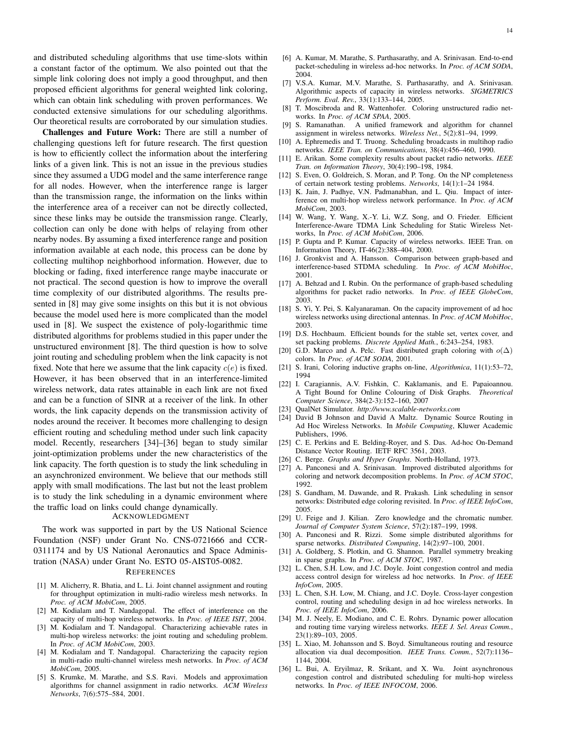and distributed scheduling algorithms that use time-slots within a constant factor of the optimum. We also pointed out that the simple link coloring does not imply a good throughput, and then proposed efficient algorithms for general weighted link coloring, which can obtain link scheduling with proven performances. We conducted extensive simulations for our scheduling algorithms. Our theoretical results are corroborated by our simulation studies.

**Challenges and Future Work:** There are still a number of challenging questions left for future research. The first question is how to efficiently collect the information about the interfering links of a given link. This is not an issue in the previous studies since they assumed a UDG model and the same interference range for all nodes. However, when the interference range is larger than the transmission range, the information on the links within the interference area of a receiver can not be directly collected, since these links may be outside the transmission range. Clearly, collection can only be done with helps of relaying from other nearby nodes. By assuming a fixed interference range and position information available at each node, this process can be done by collecting multihop neighborhood information. However, due to blocking or fading, fixed interference range maybe inaccurate or not practical. The second question is how to improve the overall time complexity of our distributed algorithms. The results presented in [8] may give some insights on this but it is not obvious because the model used here is more complicated than the model used in [8]. We suspect the existence of poly-logarithmic time distributed algorithms for problems studied in this paper under the unstructured environment [8]. The third question is how to solve joint routing and scheduling problem when the link capacity is not fixed. Note that here we assume that the link capacity $c(e)$ is fixed. However, it has been observed that in an interference-limited wireless network, data rates attainable in each link are not fixed and can be a function of SINR at a receiver of the link. In other words, the link capacity depends on the transmission activity of nodes around the receiver. It becomes more challenging to design efficient routing and scheduling method under such link capacity model. Recently, researchers [34]–[36] began to study similar joint-optimization problems under the new characteristics of the link capacity. The forth question is to study the link scheduling in an asynchronized environment. We believe that our methods still apply with small modifications. The last but not the least problem is to study the link scheduling in a dynamic environment where the traffic load on links could change dynamically.

## Acknowledgment

The work was supported in part by the US National Science Foundation (NSF) under Grant No. CNS-0721666 and CCR-0311174 and by US National Aeronautics and Space Administration (NASA) under Grant No. ESTO 05-AIST05-0082.

## References

[1] M. Alicherry, R. Bhatia, and L. Li. Joint channel assignment and routing for throughput optimization in multi-radio wireless mesh networks. In *Proc. of ACM MobiCom*, 2005.

[2] M. Kodialam and T. Nandagopal. The effect of interference on the capacity of multi-hop wireless networks. In *Proc. of IEEE ISIT*, 2004.

[3] M. Kodialam and T. Nandagopal. Characterizing achievable rates in multi-hop wireless networks: the joint routing and scheduling problem. In *Proc. of ACM MobiCom*, 2003.

[4] M. Kodialam and T. Nandagopal. Characterizing the capacity region in multi-radio multi-channel wireless mesh networks. In *Proc. of ACM MobiCom*, 2005.

[5] S. Krumke, M. Marathe, and S.S. Ravi. Models and approximation algorithms for channel assignment in radio networks. *ACM Wireless Networks*, 7(6):575–584, 2001.

[6] A. Kumar, M. Marathe, S. Parthasarathy, and A. Srinivasan. End-to-end packet-scheduling in wireless ad-hoc networks. In *Proc. of ACM SODA*, 2004.

[7] V.S.A. Kumar, M.V. Marathe, S. Parthasarathy, and A. Srinivasan. Algorithmic aspects of capacity in wireless networks. *SIGMETRICS Perform. Eval. Rev.*, 33(1):133–144, 2005.

[8] T. Moscibroda and R. Wattenhofer. Coloring unstructured radio networks. In *Proc. of ACM SPAA*, 2005.

[9] S. Ramanathan. A unified framework and algorithm for channel assignment in wireless networks. *Wireless Net.*, 5(2):81–94, 1999.

[10] A. Ephremedis and T. Truong. Scheduling broadcasts in multihop radio networks. *IEEE Tran. on Communications*, 38(4):456–460, 1990.

[11] E. Arikan. Some complexity results about packet radio networks. *IEEE Tran. on Information Theory*, 30(4):190–198, 1984.

[12] S. Even, O. Goldreich, S. Moran, and P. Tong. On the NP completeness of certain network testing problems. *Networks*, 14(1):1–24 1984.

[13] K. Jain, J. Padhye, V.N. Padmanabhan, and L. Qiu. Impact of interference on multi-hop wireless network performance. In *Proc. of ACM MobiCom*, 2003.

[14] W. Wang, Y. Wang, X.-Y. Li, W.Z. Song, and O. Frieder. Efficient Interference-Aware TDMA Link Scheduling for Static Wireless Networks, In *Proc. of ACM MobiCom*, 2006.

[15] P. Gupta and P. Kumar. Capacity of wireless networks. IEEE Tran. on Information Theory, IT-46(2):388–404, 2000.

[16] J. Gronkvist and A. Hansson. Comparison between graph-based and interference-based STDMA scheduling. In *Proc. of ACM MobiHoc*, 2001.

[17] A. Behzad and I. Rubin. On the performance of graph-based scheduling algorithms for packet radio networks. In *Proc. of IEEE GlobeCom*, 2003.

[18] S. Yi, Y. Pei, S. Kalyanaraman. On the capacity improvement of ad hoc wireless networks using directional antennas. In *Proc. of ACM MobiHoc*, 2003.

[19] D.S. Hochbaum. Efficient bounds for the stable set, vertex cover, and set packing problems. *Discrete Applied Math.*, 6:243–254, 1983.

[20] G.D. Marco and A. Pelc. Fast distributed graph coloring with $o(\Delta)$ colors. In *Proc. of ACM SODA*, 2001.

[21] S. Irani, Coloring inductive graphs on-line, *Algorithmica*, 11(1):53–72, 1994

[22] I. Caragiannis, A.V. Fishkin, C. Kaklamanis, and E. Papaioannou. A Tight Bound for Online Colouring of Disk Graphs. *Theoretical Computer Science*, 384(2-3):152–160, 2007

[23] QualNet Simulator. *http://www.scalable-networks.com*

[24] David B Johnson and David A Maltz. Dynamic Source Routing in Ad Hoc Wireless Networks. In *Mobile Computing*, Kluwer Academic Publishers, 1996.

[25] C. E. Perkins and E. Belding-Royer, and S. Das. Ad-hoc On-Demand Distance Vector Routing. IETF RFC 3561, 2003.

[26] C. Berge. *Graphs and Hyper Graphs*. North-Holland, 1973.

[27] A. Panconesi and A. Srinivasan. Improved distributed algorithms for coloring and network decomposition problems. In *Proc. of ACM STOC*, 1992.

[28] S. Gandham, M. Dawande, and R. Prakash. Link scheduling in sensor networks: Distributed edge coloring revisited. In *Proc. of IEEE InfoCom*, 2005.

[29] U. Feige and J. Kilian. Zero knowledge and the chromatic number. *Journal of Computer System Science*, 57(2):187–199, 1998.

[30] A. Panconesi and R. Rizzi. Some simple distributed algorithms for sparse networks. *Distributed Computing*, 14(2):97–100, 2001.

[31] A. Goldberg, S. Plotkin, and G. Shannon. Parallel symmetry breaking in sparse graphs. In *Proc. of ACM STOC*, 1987.

[32] L. Chen, S.H. Low, and J.C. Doyle. Joint congestion control and media access control design for wireless ad hoc networks. In *Proc. of IEEE InfoCom*, 2005.

[33] L. Chen, S.H. Low, M. Chiang, and J.C. Doyle. Cross-layer congestion control, routing and scheduling design in ad hoc wireless networks. In *Proc. of IEEE InfoCom*, 2006.

[34] M. J. Neely, E. Modiano, and C. E. Rohrs. Dynamic power allocation and routing time varying wireless networks. *IEEE J. Sel. Areas Comm.*, 23(1):89–103, 2005.

[35] L. Xiao, M. Johansson and S. Boyd. Simultaneous routing and resource allocation via dual decomposition. *IEEE Trans. Comm.*, 52(7):1136–1144, 2004.

[36] L. Bui, A. Eryilmaz, R. Srikant, and X. Wu. Joint asynchronous congestion control and distributed scheduling for multi-hop wireless networks. In *Proc. of IEEE INFOCOM*, 2006.